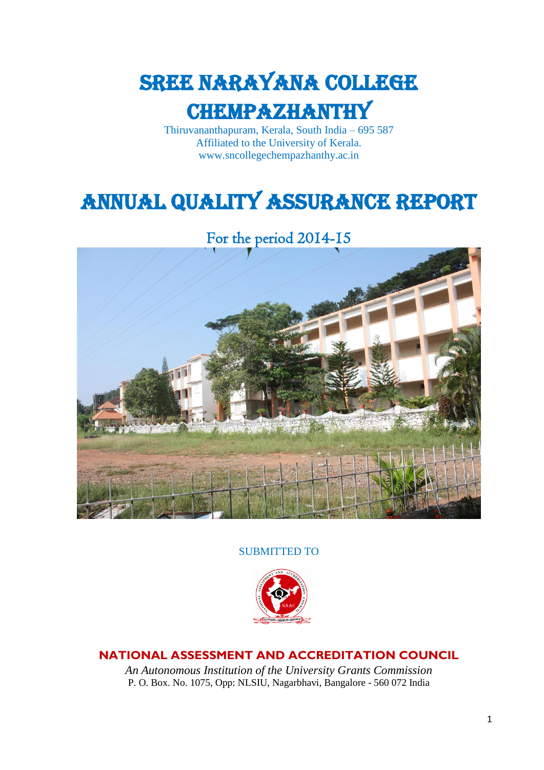# SREE NARAYANA COLLEGE CHEMPAZHANTHY

Thiruvananthapuram, Kerala, South India – 695 587
Affiliated to the University of Kerala.
www.sncollegechempazhanthy.ac.in

# ANNUAL QUALITY ASSURANCE REPORT

## For the period 2014-15

SUBMITTED TO

**NATIONAL ASSESSMENT AND ACCREDITATION COUNCIL**

*An Autonomous Institution of the University Grants Commission*
P. O. Box. No. 1075, Opp: NLSIU, Nagarbhavi, Bangalore - 560 072 India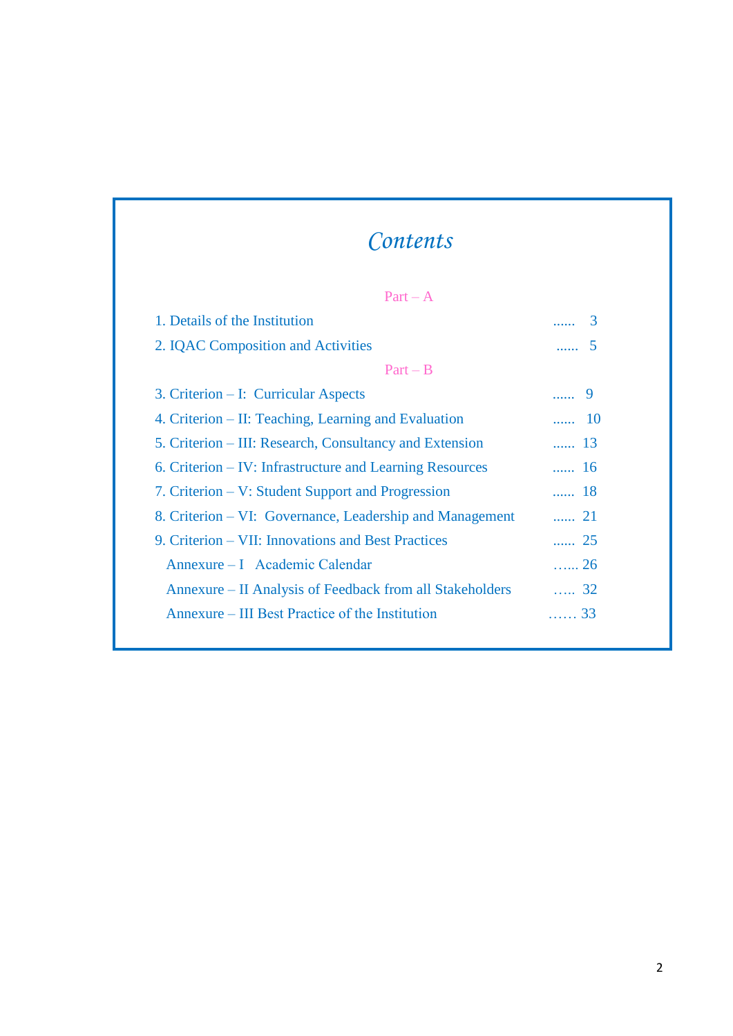# Contents

**Part – A**

| | | |
|---|---|---|
| 1. Details of the Institution | ...... | 3 |
| 2. IQAC Composition and Activities | ...... | 5 |

**Part – B**

| | | |
|---|---|---|
| 3. Criterion – I: Curricular Aspects | ...... | 9 |
| 4. Criterion – II: Teaching, Learning and Evaluation | ...... | 10 |
| 5. Criterion – III: Research, Consultancy and Extension | ...... | 13 |
| 6. Criterion – IV: Infrastructure and Learning Resources | ...... | 16 |
| 7. Criterion – V: Student Support and Progression | ...... | 18 |
| 8. Criterion – VI: Governance, Leadership and Management | ...... | 21 |
| 9. Criterion – VII: Innovations and Best Practices | ...... | 25 |
| Annexure – I Academic Calendar | …... | 26 |
| Annexure – II Analysis of Feedback from all Stakeholders | ….. | 32 |
| Annexure – III Best Practice of the Institution | …… | 33 |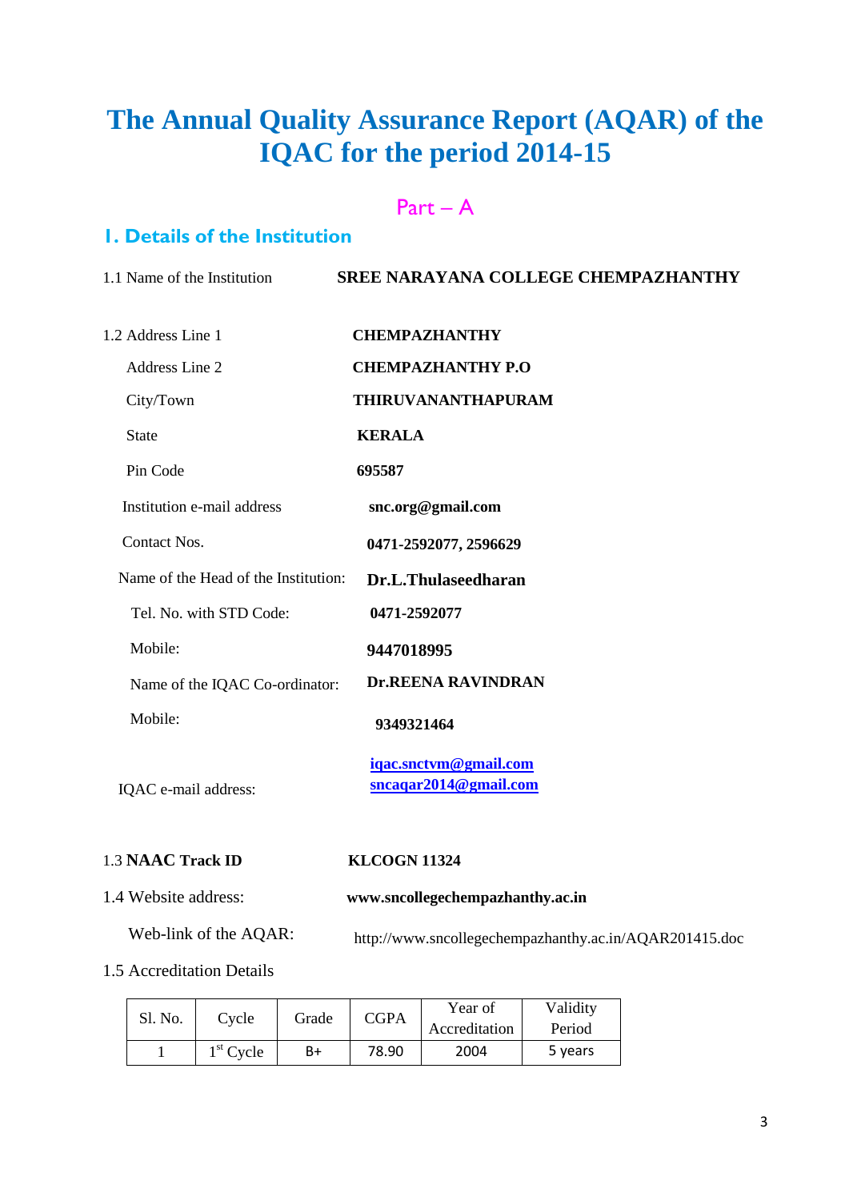# The Annual Quality Assurance Report (AQAR) of the IQAC for the period 2014-15

## Part – A

### 1. Details of the Institution

1.1 Name of the Institution **SREE NARAYANA COLLEGE CHEMPAZHANTHY**

1.2 Address Line 1 **CHEMPAZHANTHY**

Address Line 2 **CHEMPAZHANTHY P.O**

City/Town **THIRUVANANTHAPURAM**

State **KERALA**

Pin Code **695587**

Institution e-mail address **snc.org@gmail.com**

Contact Nos. **0471-2592077, 2596629**

Name of the Head of the Institution: **Dr.L.Thulaseedharan**

Tel. No. with STD Code: **0471-2592077**

Mobile: **9447018995**

Name of the IQAC Co-ordinator: **Dr.REENA RAVINDRAN**

Mobile: **9349321464**

IQAC e-mail address: **iqac.snctvm@gmail.com** **sncaqar2014@gmail.com**

1.3 **NAAC Track ID** **KLCOGN 11324**

1.4 Website address: **www.sncollegechempazhanthy.ac.in**

Web-link of the AQAR: http://www.sncollegechempazhanthy.ac.in/AQAR201415.doc

1.5 Accreditation Details

| Sl. No. | Cycle | Grade | CGPA | Year of Accreditation | Validity Period |
|---|---|---|---|---|---|
| 1 | 1st Cycle | B+ | 78.90 | 2004 | 5 years |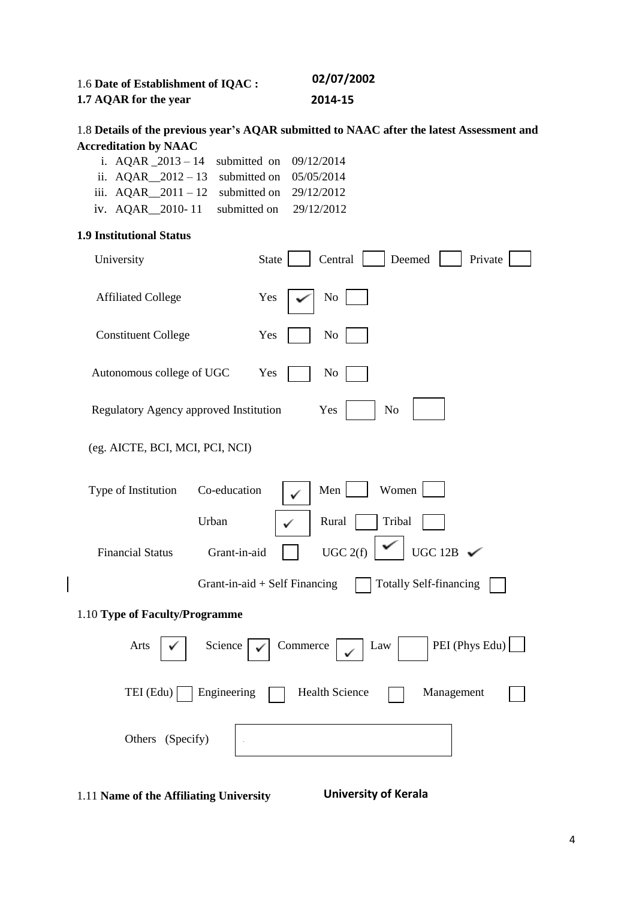1.6 **Date of Establishment of IQAC :** 02/07/2002

**1.7 AQAR for the year** 2014-15

1.8 **Details of the previous year's AQAR submitted to NAAC after the latest Assessment and Accreditation by NAAC**

i. AQAR _2013 – 14 submitted on 09/12/2014
ii. AQAR__2012 – 13 submitted on 05/05/2014
iii. AQAR__2011 – 12 submitted on 29/12/2012
iv. AQAR__2010- 11 submitted on 29/12/2012

**1.9 Institutional Status**

University: State ☐ Central ☐ Deemed ☐ Private ☐

Affiliated College: Yes ☑ No ☐

Constituent College: Yes ☐ No ☐

Autonomous college of UGC: Yes ☐ No ☐

Regulatory Agency approved Institution: Yes ☐ No ☐

(eg. AICTE, BCI, MCI, PCI, NCI)

Type of Institution: Co-education ☑ Men ☐ Women ☐

Urban ☑ Rural ☐ Tribal ☐

Financial Status: Grant-in-aid ☐ UGC 2(f) ☑ UGC 12B ✓

Grant-in-aid + Self Financing ☐ Totally Self-financing ☐

1.10 **Type of Faculty/Programme**

Arts ☑ Science ☑ Commerce ☑ Law ☐ PEI (Phys Edu) ☐

TEI (Edu) ☐ Engineering ☐ Health Science ☐ Management ☐

Others (Specify)

1.11 **Name of the Affiliating University** **University of Kerala**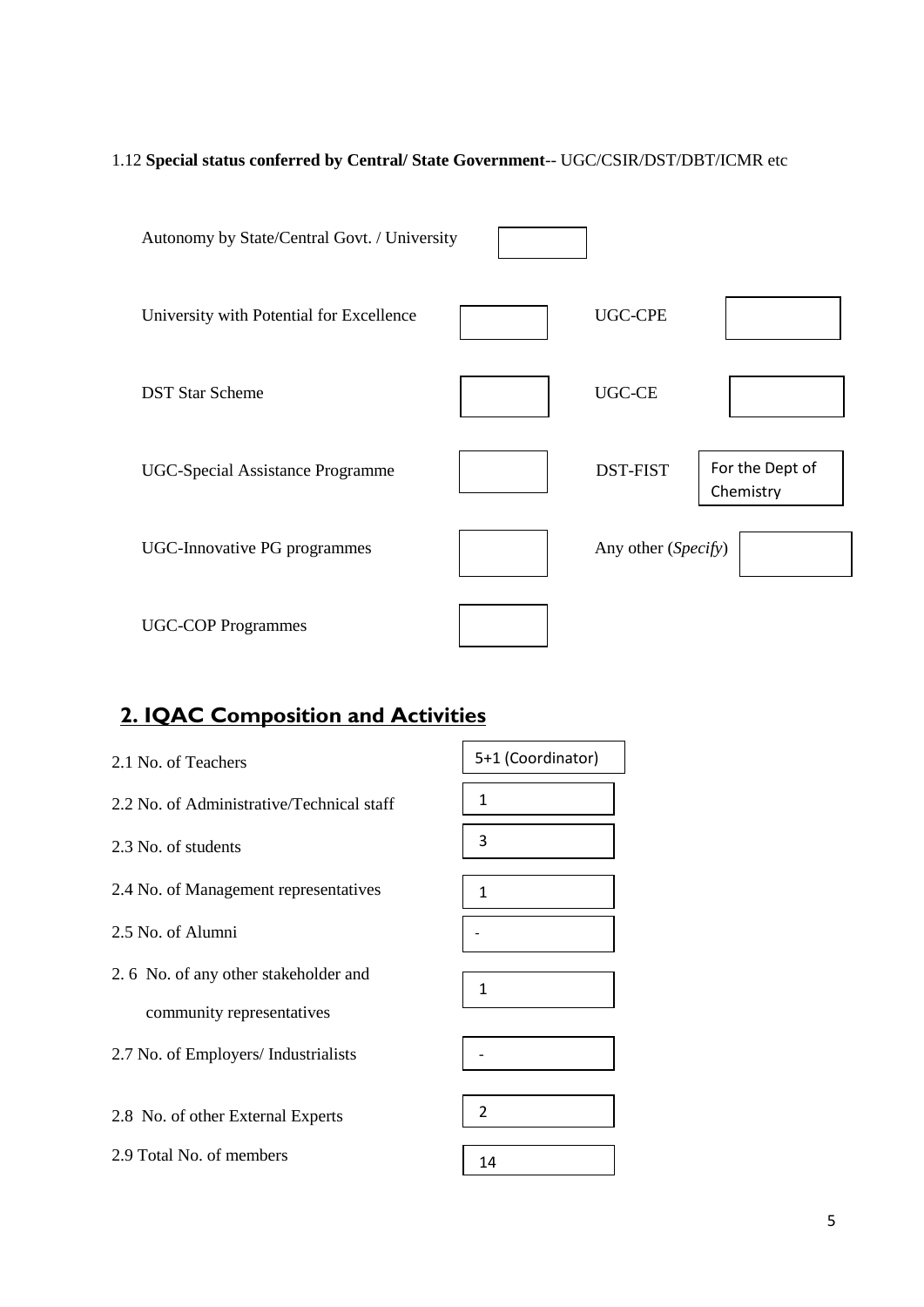1.12 **Special status conferred by Central/ State Government**-- UGC/CSIR/DST/DBT/ICMR etc

| | | | |
|---|---|---|---|
| Autonomy by State/Central Govt. / University | | | |
| University with Potential for Excellence | | UGC-CPE | |
| DST Star Scheme | | UGC-CE | |
| UGC-Special Assistance Programme | | DST-FIST | For the Dept of Chemistry |
| UGC-Innovative PG programmes | | Any other (*Specify*) | |
| UGC-COP Programmes | | | |

## 2. IQAC Composition and Activities

| | |
|---|---|
| 2.1 No. of Teachers | 5+1 (Coordinator) |
| 2.2 No. of Administrative/Technical staff | 1 |
| 2.3 No. of students | 3 |
| 2.4 No. of Management representatives | 1 |
| 2.5 No. of Alumni | - |
| 2.6 No. of any other stakeholder and community representatives | 1 |
| 2.7 No. of Employers/ Industrialists | - |
| 2.8 No. of other External Experts | 2 |
| 2.9 Total No. of members | 14 |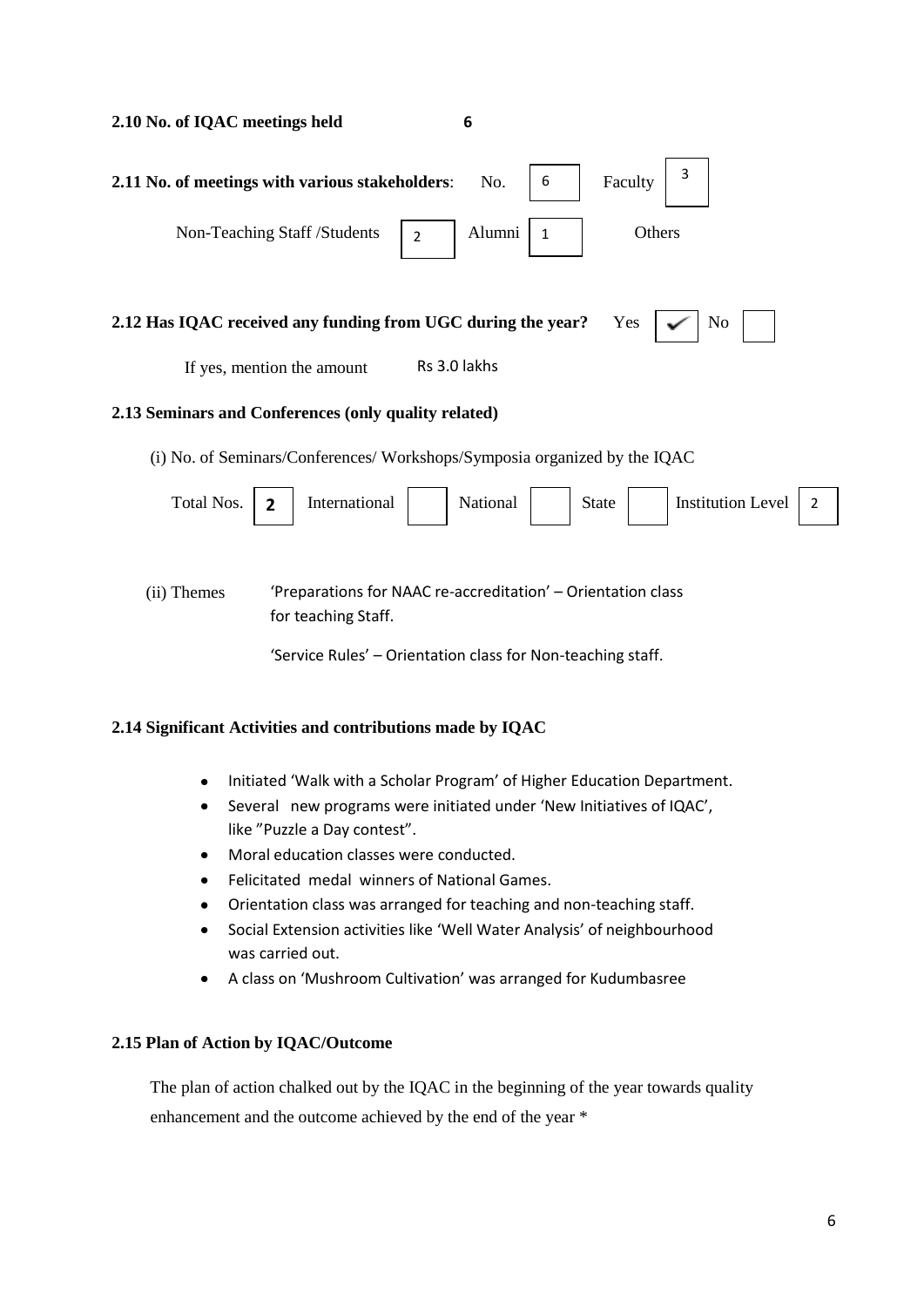**2.10 No. of IQAC meetings held** 6

**2.11 No. of meetings with various stakeholders**: No. 6 Faculty 3

Non-Teaching Staff /Students 2 Alumni 1 Others

**2.12 Has IQAC received any funding from UGC during the year?** Yes ✔ No

If yes, mention the amount Rs 3.0 lakhs

**2.13 Seminars and Conferences (only quality related)**

(i) No. of Seminars/Conferences/ Workshops/Symposia organized by the IQAC

| Total Nos. | International | National | State | Institution Level |
|---|---|---|---|---|
| **2** | | | | 2 |

(ii) Themes 'Preparations for NAAC re-accreditation' – Orientation class for teaching Staff.

'Service Rules' – Orientation class for Non-teaching staff.

**2.14 Significant Activities and contributions made by IQAC**

- Initiated 'Walk with a Scholar Program' of Higher Education Department.
- Several new programs were initiated under 'New Initiatives of IQAC', like "Puzzle a Day contest".
- Moral education classes were conducted.
- Felicitated medal winners of National Games.
- Orientation class was arranged for teaching and non-teaching staff.
- Social Extension activities like 'Well Water Analysis' of neighbourhood was carried out.
- A class on 'Mushroom Cultivation' was arranged for Kudumbasree

**2.15 Plan of Action by IQAC/Outcome**

The plan of action chalked out by the IQAC in the beginning of the year towards quality enhancement and the outcome achieved by the end of the year *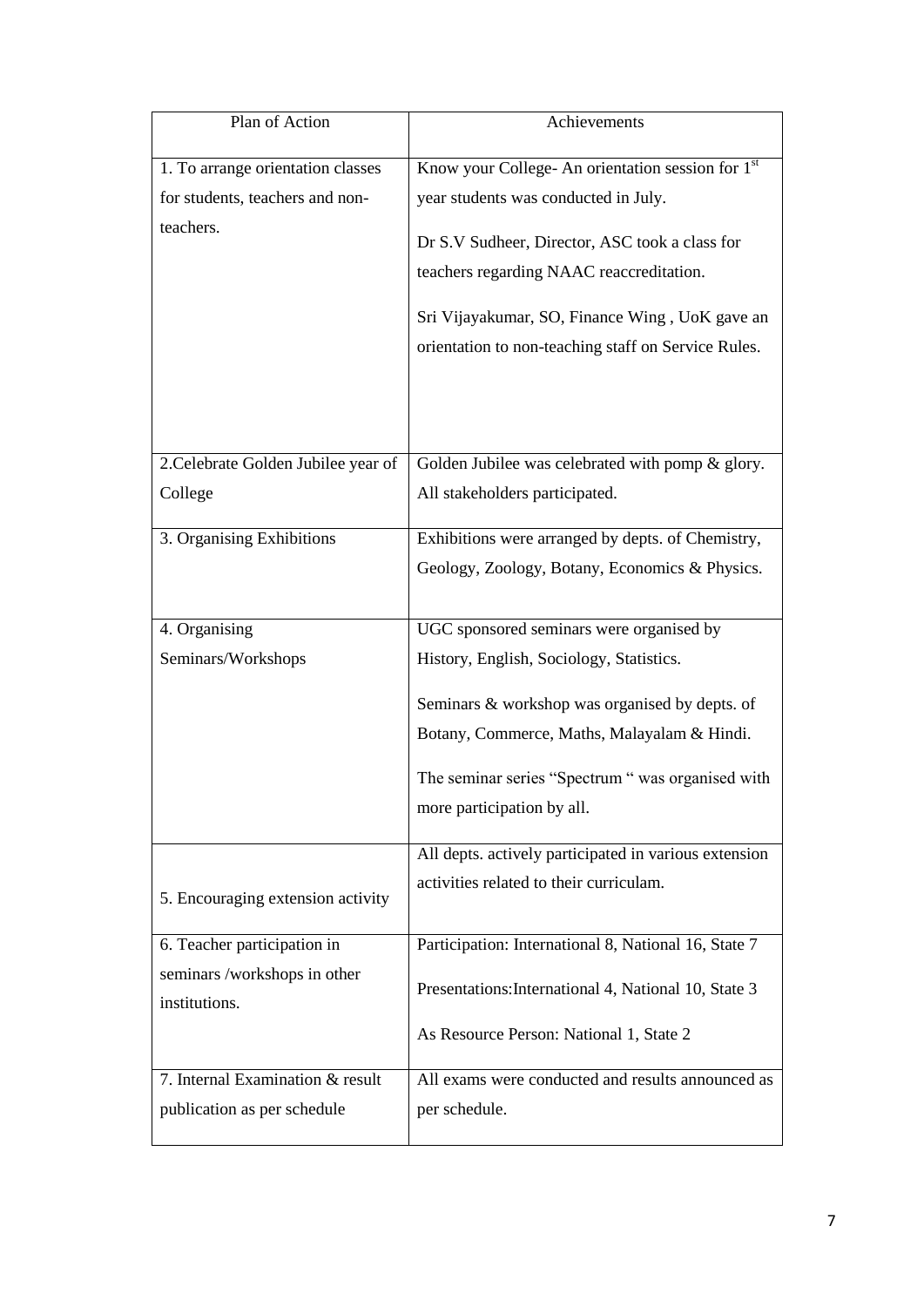| Plan of Action | Achievements |
|---|---|
| 1. To arrange orientation classes for students, teachers and non-teachers. | Know your College- An orientation session for 1st year students was conducted in July.<br><br>Dr S.V Sudheer, Director, ASC took a class for teachers regarding NAAC reaccreditation.<br><br>Sri Vijayakumar, SO, Finance Wing , UoK gave an orientation to non-teaching staff on Service Rules. |
| 2.Celebrate Golden Jubilee year of College | Golden Jubilee was celebrated with pomp & glory. All stakeholders participated. |
| 3. Organising Exhibitions | Exhibitions were arranged by depts. of Chemistry, Geology, Zoology, Botany, Economics & Physics. |
| 4. Organising Seminars/Workshops | UGC sponsored seminars were organised by History, English, Sociology, Statistics.<br><br>Seminars & workshop was organised by depts. of Botany, Commerce, Maths, Malayalam & Hindi.<br><br>The seminar series "Spectrum " was organised with more participation by all. |
| 5. Encouraging extension activity | All depts. actively participated in various extension activities related to their curriculam. |
| 6. Teacher participation in seminars /workshops in other institutions. | Participation: International 8, National 16, State 7<br><br>Presentations:International 4, National 10, State 3<br><br>As Resource Person: National 1, State 2 |
| 7. Internal Examination & result publication as per schedule | All exams were conducted and results announced as per schedule. |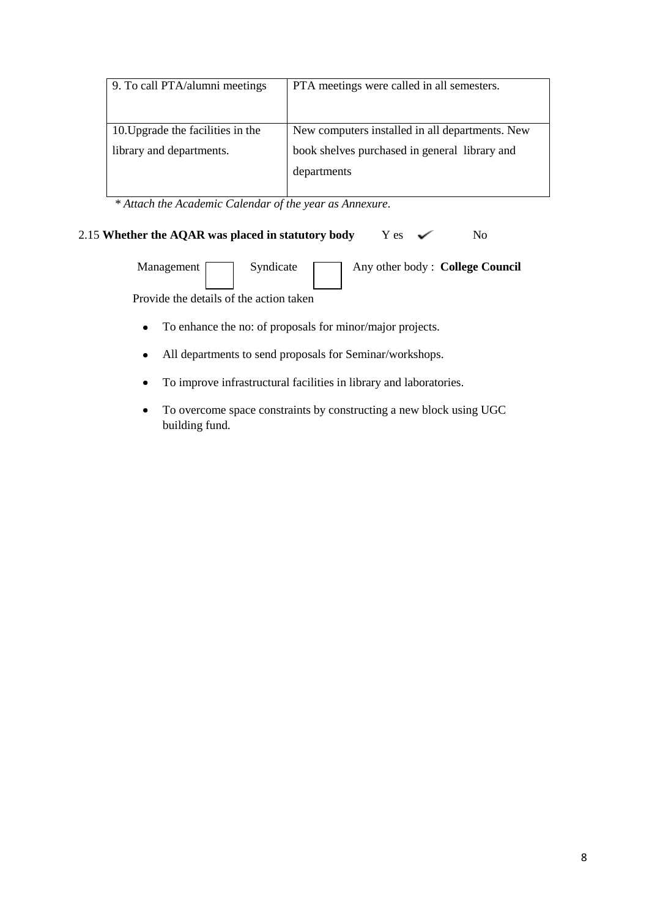| 9. To call PTA/alumni meetings | PTA meetings were called in all semesters. |
|---|---|
| 10.Upgrade the facilities in the library and departments. | New computers installed in all departments. New book shelves purchased in general library and departments |

*\* Attach the Academic Calendar of the year as Annexure.*

2.15 **Whether the AQAR was placed in statutory body** Y es ✓ No

Management ☐ Syndicate ☐ Any other body : **College Council**

Provide the details of the action taken

- To enhance the no: of proposals for minor/major projects.
- All departments to send proposals for Seminar/workshops.
- To improve infrastructural facilities in library and laboratories.
- To overcome space constraints by constructing a new block using UGC building fund.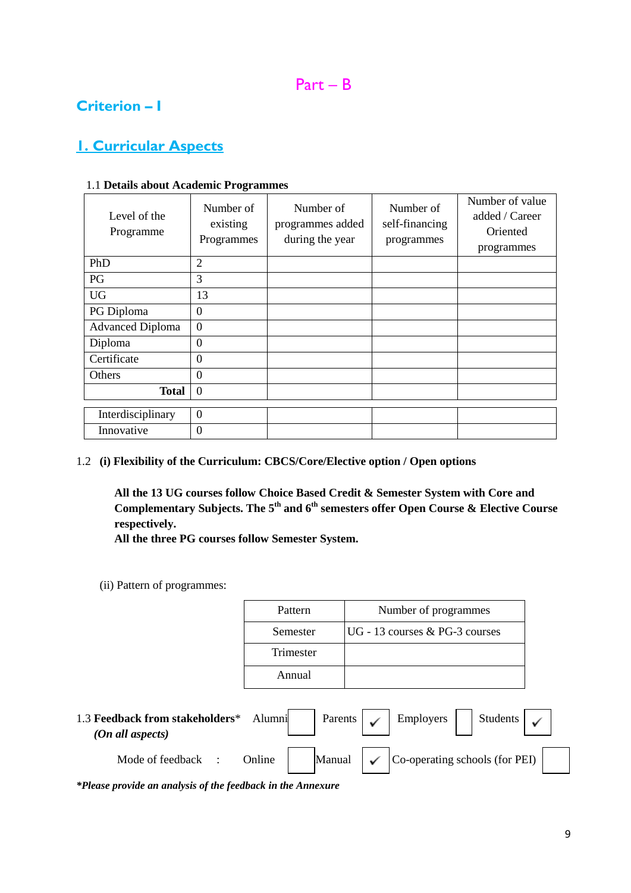## Part – B

## Criterion – I

### I. Curricular Aspects

1.1 **Details about Academic Programmes**

| Level of the Programme | Number of existing Programmes | Number of programmes added during the year | Number of self-financing programmes | Number of value added / Career Oriented programmes |
|---|---|---|---|---|
| PhD | 2 | | | |
| PG | 3 | | | |
| UG | 13 | | | |
| PG Diploma | 0 | | | |
| Advanced Diploma | 0 | | | |
| Diploma | 0 | | | |
| Certificate | 0 | | | |
| Others | 0 | | | |
| **Total** | 0 | | | |
| Interdisciplinary | 0 | | | |
| Innovative | 0 | | | |

1.2 **(i) Flexibility of the Curriculum: CBCS/Core/Elective option / Open options**

**All the 13 UG courses follow Choice Based Credit & Semester System with Core and Complementary Subjects. The 5th and 6th semesters offer Open Course & Elective Course respectively.**
**All the three PG courses follow Semester System.**

(ii) Pattern of programmes:

| Pattern | Number of programmes |
|---|---|
| Semester | UG - 13 courses & PG-3 courses |
| Trimester | |
| Annual | |

1.3 **Feedback from stakeholders*** Alumni ☐ Parents ☑ Employers ☐ Students ☑
*(On all aspects)*

Mode of feedback : Online ☐ Manual ☑ Co-operating schools (for PEI) ☐

***Please provide an analysis of the feedback in the Annexure**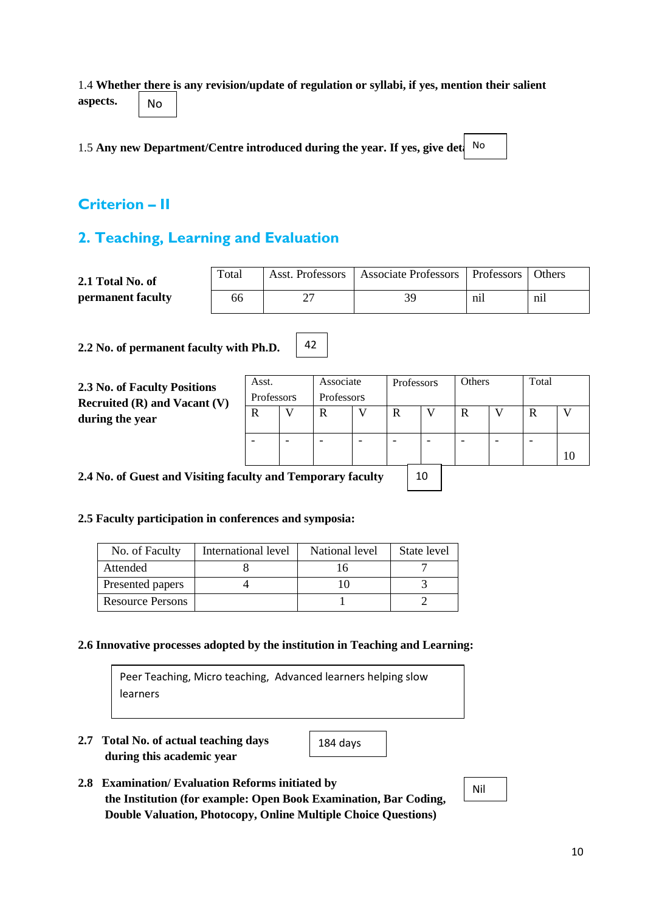1.4 **Whether there is any revision/update of regulation or syllabi, if yes, mention their salient aspects.**

No

1.5 **Any new Department/Centre introduced during the year. If yes, give det**

No

## Criterion – II

## 2. Teaching, Learning and Evaluation

**2.1 Total No. of permanent faculty**

| Total | Asst. Professors | Associate Professors | Professors | Others |
|---|---|---|---|---|
| 66 | 27 | 39 | nil | nil |

**2.2 No. of permanent faculty with Ph.D.** 42

**2.3 No. of Faculty Positions Recruited (R) and Vacant (V) during the year**

| Asst. Professors | | Associate Professors | | Professors | | Others | | Total | |
|---|---|---|---|---|---|---|---|---|---|
| R | V | R | V | R | V | R | V | R | V |
| - | - | - | - | - | - | - | - | - | 10 |

**2.4 No. of Guest and Visiting faculty and Temporary faculty** 10

**2.5 Faculty participation in conferences and symposia:**

| No. of Faculty | International level | National level | State level |
|---|---|---|---|
| Attended | 8 | 16 | 7 |
| Presented papers | 4 | 10 | 3 |
| Resource Persons | | 1 | 2 |

**2.6 Innovative processes adopted by the institution in Teaching and Learning:**

Peer Teaching, Micro teaching, Advanced learners helping slow learners

**2.7 Total No. of actual teaching days during this academic year**

184 days

**2.8 Examination/ Evaluation Reforms initiated by the Institution (for example: Open Book Examination, Bar Coding, Double Valuation, Photocopy, Online Multiple Choice Questions)**

Nil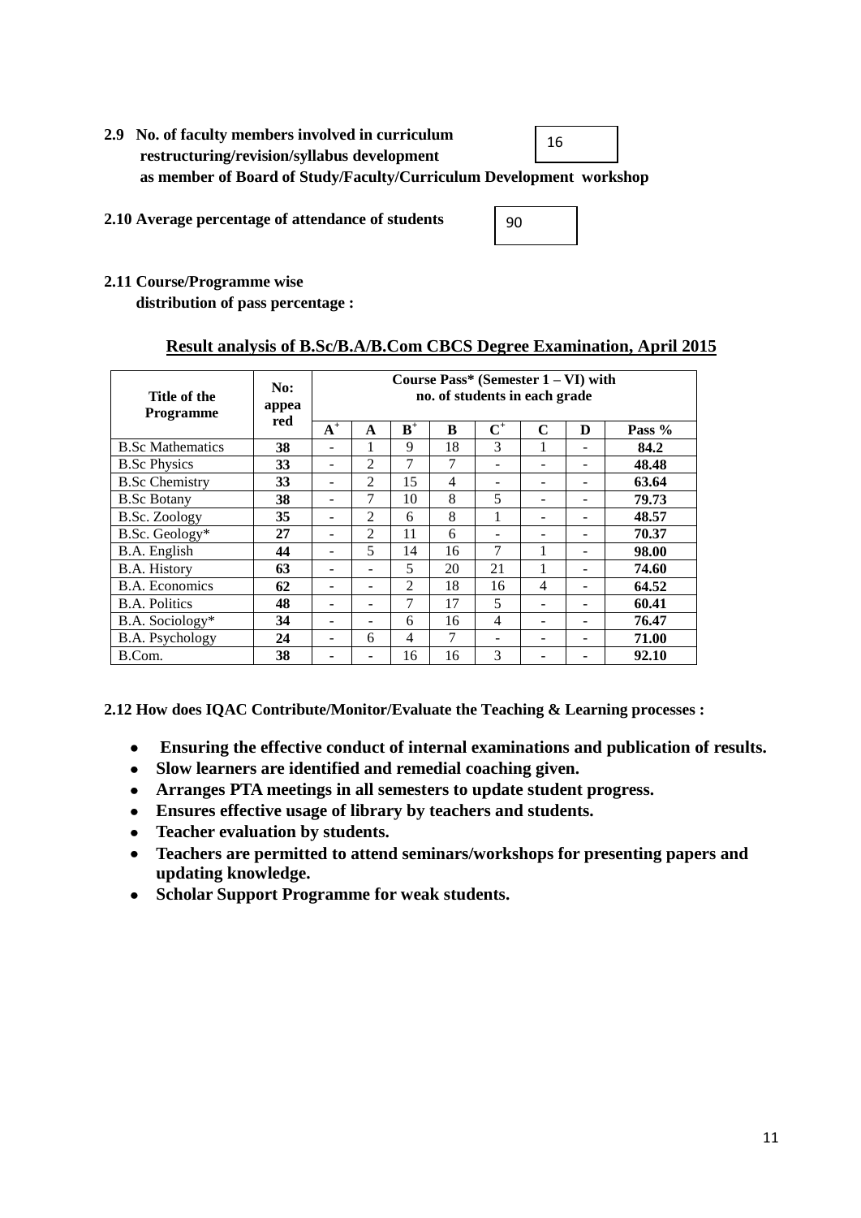**2.9 No. of faculty members involved in curriculum restructuring/revision/syllabus development as member of Board of Study/Faculty/Curriculum Development workshop**

16

**2.10 Average percentage of attendance of students**

90

**2.11 Course/Programme wise distribution of pass percentage :**

**Result analysis of B.Sc/B.A/B.Com CBCS Degree Examination, April 2015**

| Title of the Programme | No: appeared | Course Pass* (Semester 1 – VI) with no. of students in each grade | | | | | | | |
|---|---|---|---|---|---|---|---|---|---|
| | | $A^+$ | A | $B^+$ | B | $C^+$ | C | D | Pass % |
| B.Sc Mathematics | **38** | - | 1 | 9 | 18 | 3 | 1 | - | **84.2** |
| B.Sc Physics | **33** | - | 2 | 7 | 7 | - | - | - | **48.48** |
| B.Sc Chemistry | **33** | - | 2 | 15 | 4 | - | - | - | **63.64** |
| B.Sc Botany | **38** | - | 7 | 10 | 8 | 5 | - | - | **79.73** |
| B.Sc. Zoology | **35** | - | 2 | 6 | 8 | 1 | - | - | **48.57** |
| B.Sc. Geology* | **27** | - | 2 | 11 | 6 | - | - | - | **70.37** |
| B.A. English | **44** | - | 5 | 14 | 16 | 7 | 1 | - | **98.00** |
| B.A. History | **63** | - | - | 5 | 20 | 21 | 1 | - | **74.60** |
| B.A. Economics | **62** | - | - | 2 | 18 | 16 | 4 | - | **64.52** |
| B.A. Politics | **48** | - | - | 7 | 17 | 5 | - | - | **60.41** |
| B.A. Sociology* | **34** | - | - | 6 | 16 | 4 | - | - | **76.47** |
| B.A. Psychology | **24** | - | 6 | 4 | 7 | - | - | - | **71.00** |
| B.Com. | **38** | - | - | 16 | 16 | 3 | - | - | **92.10** |

**2.12 How does IQAC Contribute/Monitor/Evaluate the Teaching & Learning processes :**

- **Ensuring the effective conduct of internal examinations and publication of results.**
- **Slow learners are identified and remedial coaching given.**
- **Arranges PTA meetings in all semesters to update student progress.**
- **Ensures effective usage of library by teachers and students.**
- **Teacher evaluation by students.**
- **Teachers are permitted to attend seminars/workshops for presenting papers and updating knowledge.**
- **Scholar Support Programme for weak students.**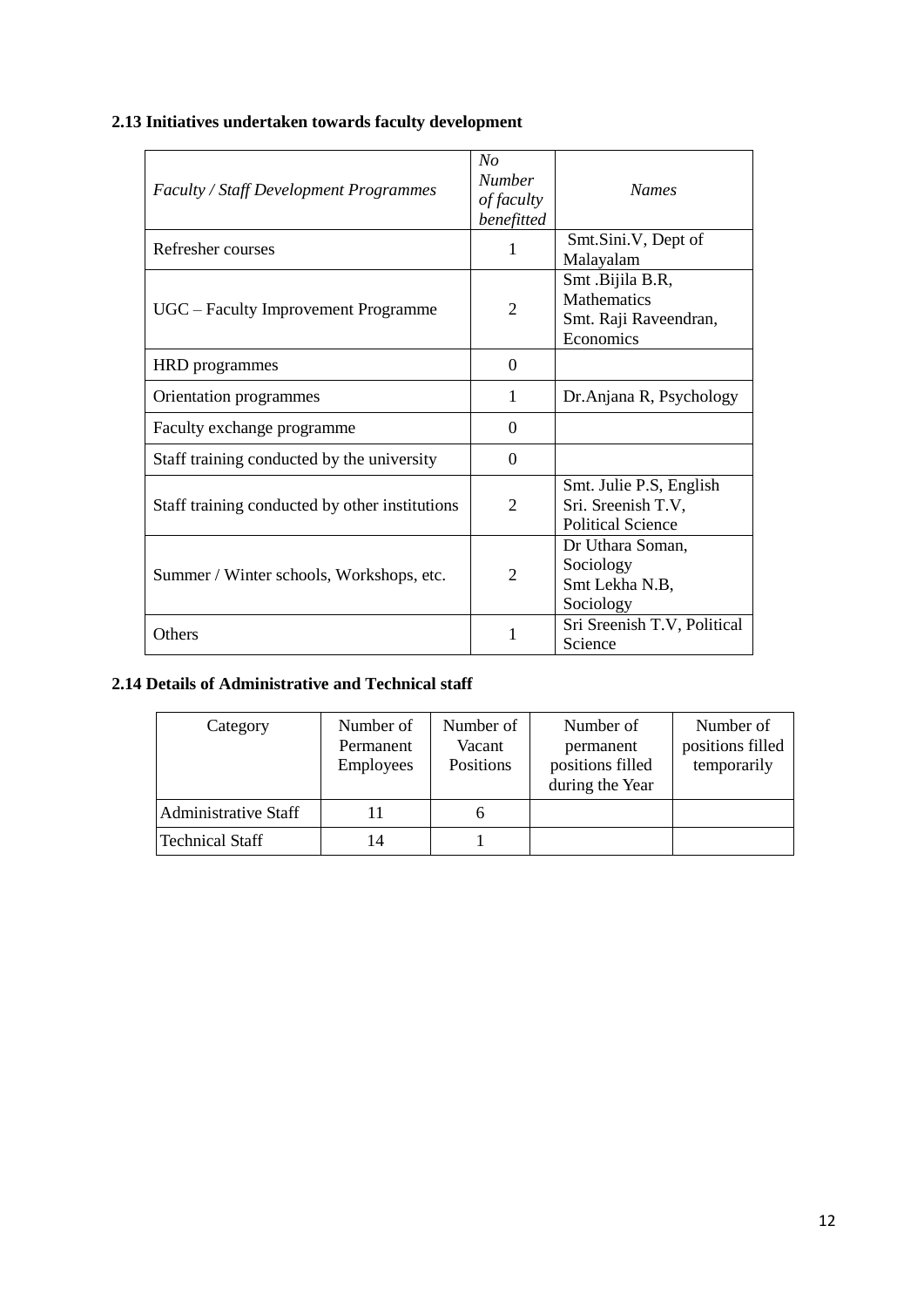**2.13 Initiatives undertaken towards faculty development**

| *Faculty / Staff Development Programmes* | *No Number of faculty benefitted* | *Names* |
|---|---|---|
| Refresher courses | 1 | Smt.Sini.V, Dept of Malayalam |
| UGC – Faculty Improvement Programme | 2 | Smt .Bijila B.R, Mathematics<br>Smt. Raji Raveendran, Economics |
| HRD programmes | 0 | |
| Orientation programmes | 1 | Dr.Anjana R, Psychology |
| Faculty exchange programme | 0 | |
| Staff training conducted by the university | 0 | |
| Staff training conducted by other institutions | 2 | Smt. Julie P.S, English<br>Sri. Sreenish T.V, Political Science |
| Summer / Winter schools, Workshops, etc. | 2 | Dr Uthara Soman, Sociology<br>Smt Lekha N.B, Sociology |
| Others | 1 | Sri Sreenish T.V, Political Science |

**2.14 Details of Administrative and Technical staff**

| Category | Number of Permanent Employees | Number of Vacant Positions | Number of permanent positions filled during the Year | Number of positions filled temporarily |
|---|---|---|---|---|
| Administrative Staff | 11 | 6 | | |
| Technical Staff | 14 | 1 | | |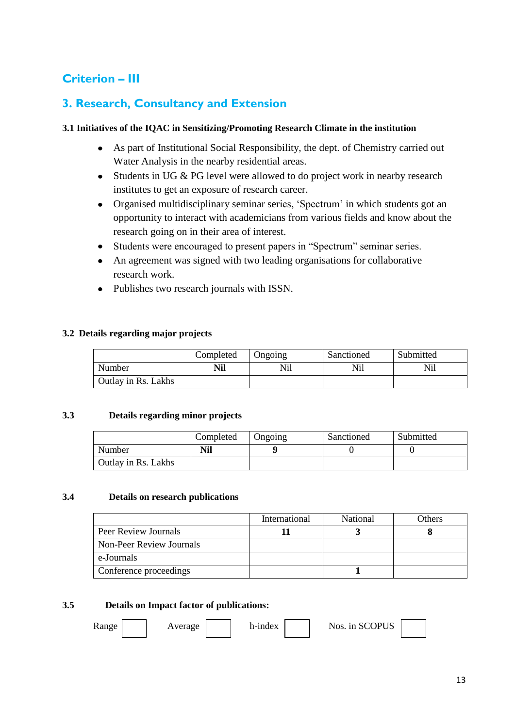# Criterion – III

## 3. Research, Consultancy and Extension

**3.1 Initiatives of the IQAC in Sensitizing/Promoting Research Climate in the institution**

- As part of Institutional Social Responsibility, the dept. of Chemistry carried out Water Analysis in the nearby residential areas.
- Students in UG & PG level were allowed to do project work in nearby research institutes to get an exposure of research career.
- Organised multidisciplinary seminar series, 'Spectrum' in which students got an opportunity to interact with academicians from various fields and know about the research going on in their area of interest.
- Students were encouraged to present papers in "Spectrum" seminar series.
- An agreement was signed with two leading organisations for collaborative research work.
- Publishes two research journals with ISSN.

**3.2 Details regarding major projects**

| | Completed | Ongoing | Sanctioned | Submitted |
|---|---|---|---|---|
| Number | **Nil** | Nil | Nil | Nil |
| Outlay in Rs. Lakhs | | | | |

**3.3 Details regarding minor projects**

| | Completed | Ongoing | Sanctioned | Submitted |
|---|---|---|---|---|
| Number | **Nil** | **9** | 0 | 0 |
| Outlay in Rs. Lakhs | | | | |

**3.4 Details on research publications**

| | International | National | Others |
|---|---|---|---|
| Peer Review Journals | **11** | **3** | **8** |
| Non-Peer Review Journals | | | |
| e-Journals | | | |
| Conference proceedings | | **1** | |

**3.5 Details on Impact factor of publications:**

Range [ ] Average [ ] h-index [ ] Nos. in SCOPUS [ ]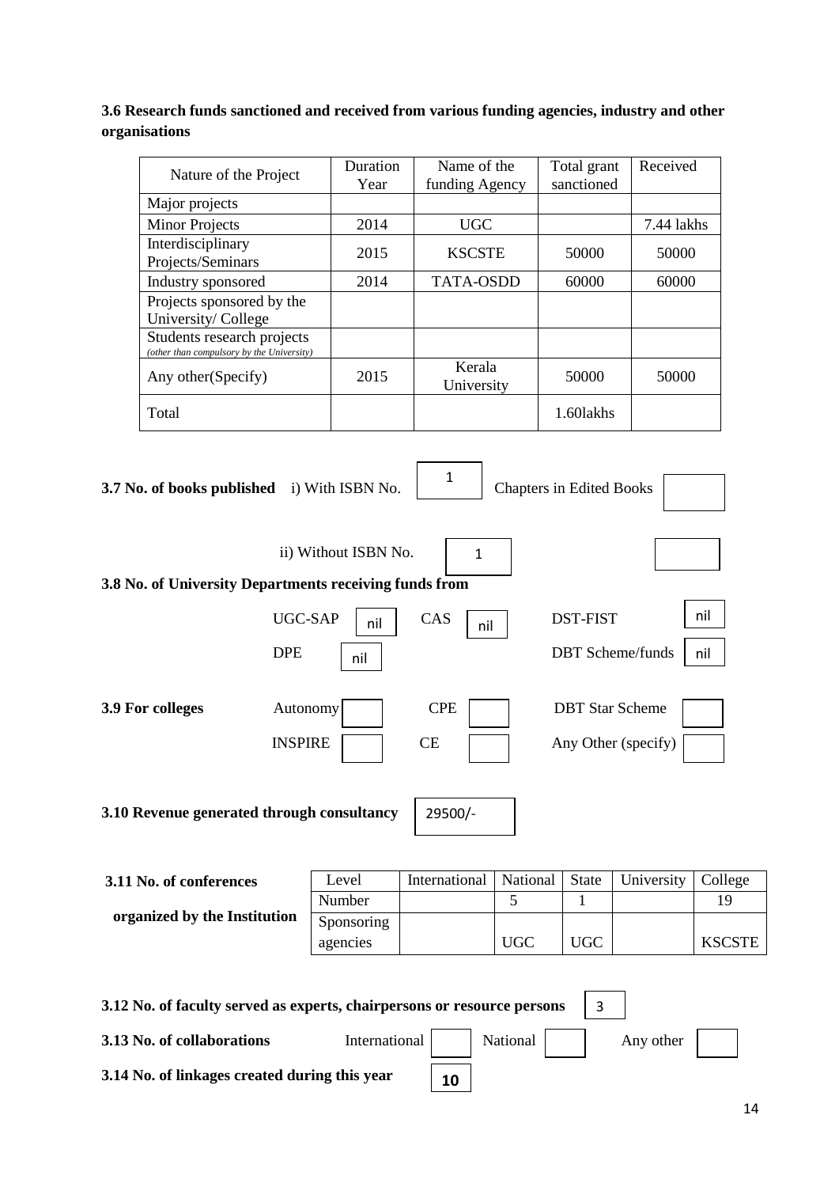**3.6 Research funds sanctioned and received from various funding agencies, industry and other organisations**

| Nature of the Project | Duration Year | Name of the funding Agency | Total grant sanctioned | Received |
|---|---|---|---|---|
| Major projects | | | | |
| Minor Projects | 2014 | UGC | | 7.44 lakhs |
| Interdisciplinary Projects/Seminars | 2015 | KSCSTE | 50000 | 50000 |
| Industry sponsored | 2014 | TATA-OSDD | 60000 | 60000 |
| Projects sponsored by the University/ College | | | | |
| Students research projects *(other than compulsory by the University)* | | | | |
| Any other(Specify) | 2015 | Kerala University | 50000 | 50000 |
| Total | | | 1.60lakhs | |

**3.7 No. of books published** i) With ISBN No. 1 Chapters in Edited Books

ii) Without ISBN No. 1

**3.8 No. of University Departments receiving funds from**

UGC-SAP nil CAS nil DST-FIST nil

DPE nil DBT Scheme/funds nil

**3.9 For colleges** Autonomy CPE DBT Star Scheme

INSPIRE CE Any Other (specify)

**3.10 Revenue generated through consultancy** 29500/-

**3.11 No. of conferences organized by the Institution**

| Level | International | National | State | University | College |
|---|---|---|---|---|---|
| Number | | 5 | 1 | | 19 |
| Sponsoring agencies | | UGC | UGC | | KSCSTE |

**3.12 No. of faculty served as experts, chairpersons or resource persons** 3

**3.13 No. of collaborations** International National Any other

**3.14 No. of linkages created during this year** 10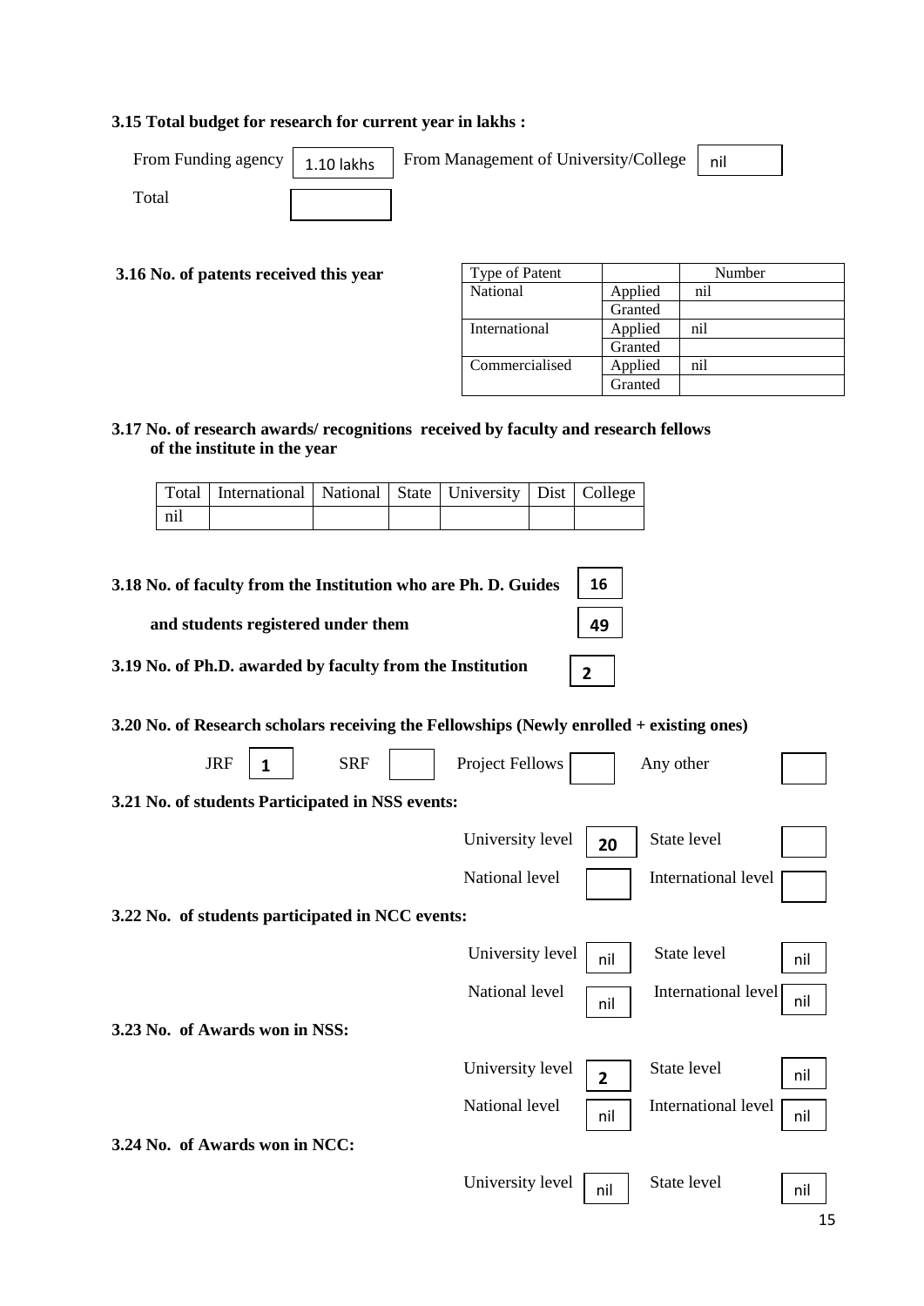**3.15 Total budget for research for current year in lakhs :**

| From Funding agency | 1.10 lakhs | From Management of University/College | nil |
|---|---|---|---|
| Total | | | |

**3.16 No. of patents received this year**

| Type of Patent | | Number |
|---|---|---|
| National | Applied | nil |
| | Granted | |
| International | Applied | nil |
| | Granted | |
| Commercialised | Applied | nil |
| | Granted | |

**3.17 No. of research awards/ recognitions received by faculty and research fellows of the institute in the year**

| Total | International | National | State | University | Dist | College |
|---|---|---|---|---|---|---|
| nil | | | | | | |

**3.18 No. of faculty from the Institution who are Ph. D. Guides** 16

**and students registered under them** 49

**3.19 No. of Ph.D. awarded by faculty from the Institution** 2

**3.20 No. of Research scholars receiving the Fellowships (Newly enrolled + existing ones)**

| JRF | SRF | Project Fellows | Any other |
|---|---|---|---|
| 1 | | | |

**3.21 No. of students Participated in NSS events:**

| | | | |
|---|---|---|---|
| University level | 20 | State level | |
| National level | | International level | |

**3.22 No. of students participated in NCC events:**

| | | | |
|---|---|---|---|
| University level | nil | State level | nil |
| National level | nil | International level | nil |

**3.23 No. of Awards won in NSS:**

| | | | |
|---|---|---|---|
| University level | 2 | State level | nil |
| National level | nil | International level | nil |

**3.24 No. of Awards won in NCC:**

| | | | |
|---|---|---|---|
| University level | nil | State level | nil |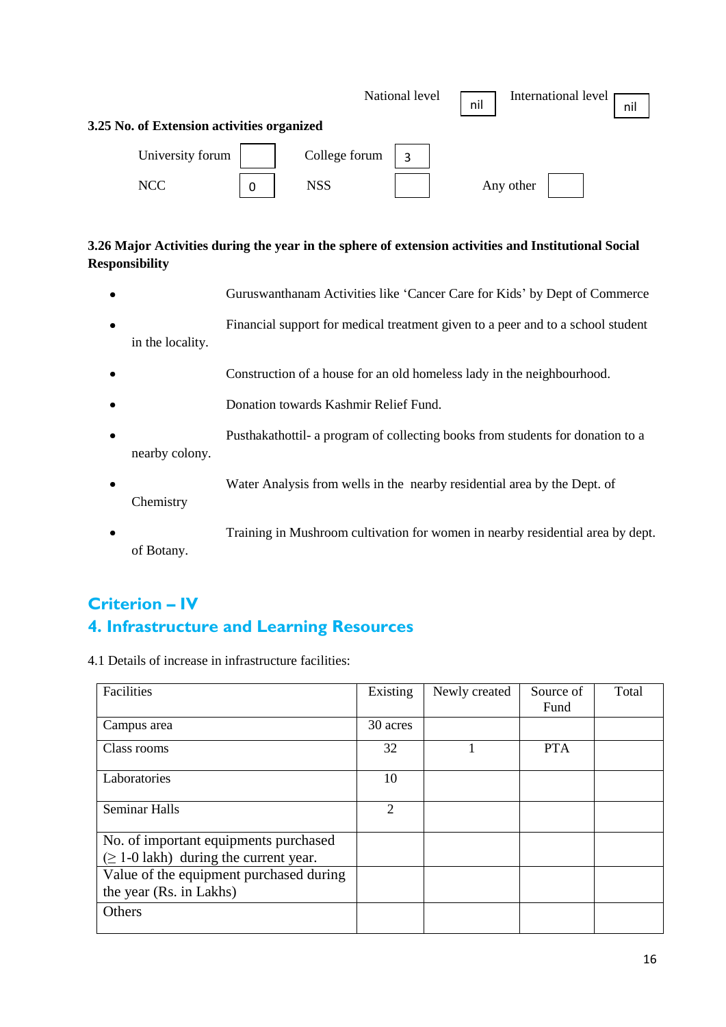National level: nil    International level: nil

**3.25 No. of Extension activities organized**

| University forum | | College forum | 3 | | |
|---|---|---|---|---|---|
| NCC | 0 | NSS | | Any other | |

**3.26 Major Activities during the year in the sphere of extension activities and Institutional Social Responsibility**

- Guruswanthanam Activities like 'Cancer Care for Kids' by Dept of Commerce
- Financial support for medical treatment given to a peer and to a school student in the locality.
- Construction of a house for an old homeless lady in the neighbourhood.
- Donation towards Kashmir Relief Fund.
- Pusthakathottil- a program of collecting books from students for donation to a nearby colony.
- Water Analysis from wells in the nearby residential area by the Dept. of Chemistry
- Training in Mushroom cultivation for women in nearby residential area by dept. of Botany.

## Criterion – IV

## 4. Infrastructure and Learning Resources

4.1 Details of increase in infrastructure facilities:

| Facilities | Existing | Newly created | Source of Fund | Total |
|---|---|---|---|---|
| Campus area | 30 acres | | | |
| Class rooms | 32 | 1 | PTA | |
| Laboratories | 10 | | | |
| Seminar Halls | 2 | | | |
| No. of important equipments purchased (≥ 1-0 lakh) during the current year. | | | | |
| Value of the equipment purchased during the year (Rs. in Lakhs) | | | | |
| Others | | | | |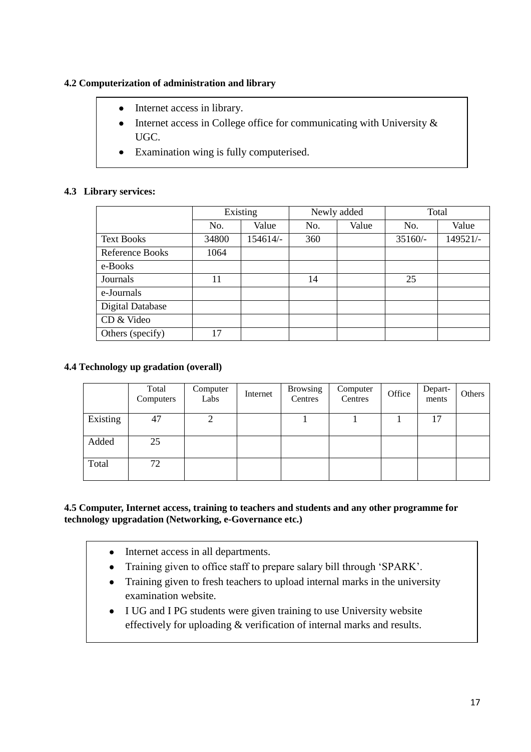**4.2 Computerization of administration and library**

- Internet access in library.
- Internet access in College office for communicating with University & UGC.
- Examination wing is fully computerised.

**4.3 Library services:**

| | Existing | | Newly added | | Total | |
|---|---|---|---|---|---|---|
| | No. | Value | No. | Value | No. | Value |
| Text Books | 34800 | 154614/- | 360 | | 35160/- | 149521/- |
| Reference Books | 1064 | | | | | |
| e-Books | | | | | | |
| Journals | 11 | | 14 | | 25 | |
| e-Journals | | | | | | |
| Digital Database | | | | | | |
| CD & Video | | | | | | |
| Others (specify) | 17 | | | | | |

**4.4 Technology up gradation (overall)**

| | Total Computers | Computer Labs | Internet | Browsing Centres | Computer Centres | Office | Depart-ments | Others |
|---|---|---|---|---|---|---|---|---|
| Existing | 47 | 2 | | 1 | 1 | 1 | 17 | |
| Added | 25 | | | | | | | |
| Total | 72 | | | | | | | |

**4.5 Computer, Internet access, training to teachers and students and any other programme for technology upgradation (Networking, e-Governance etc.)**

- Internet access in all departments.
- Training given to office staff to prepare salary bill through 'SPARK'.
- Training given to fresh teachers to upload internal marks in the university examination website.
- I UG and I PG students were given training to use University website effectively for uploading & verification of internal marks and results.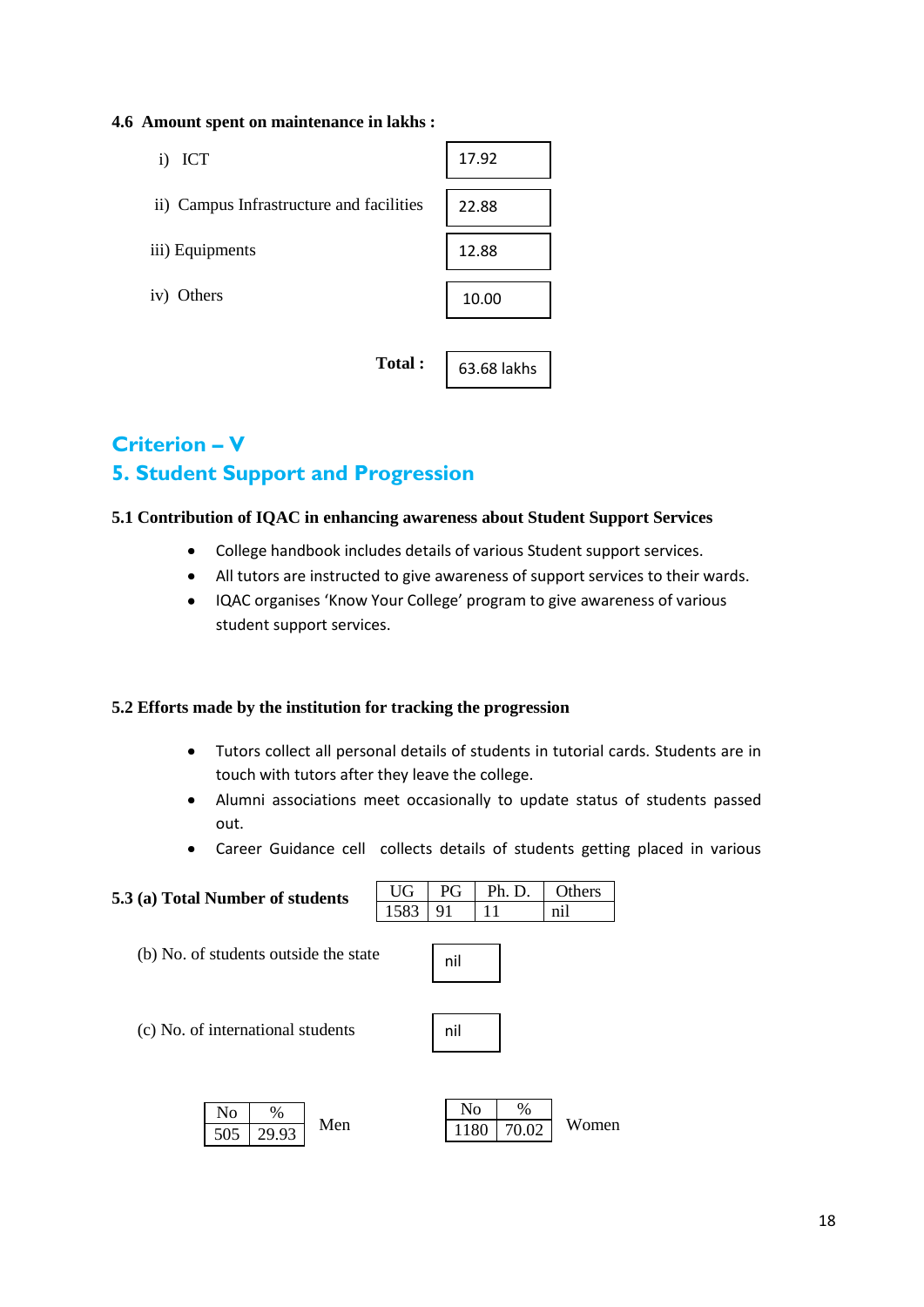**4.6 Amount spent on maintenance in lakhs :**

| | |
|---|---|
| i) ICT | 17.92 |
| ii) Campus Infrastructure and facilities | 22.88 |
| iii) Equipments | 12.88 |
| iv) Others | 10.00 |
| **Total :** | 63.68 lakhs |

## Criterion – V

## 5. Student Support and Progression

**5.1 Contribution of IQAC in enhancing awareness about Student Support Services**

- College handbook includes details of various Student support services.
- All tutors are instructed to give awareness of support services to their wards.
- IQAC organises 'Know Your College' program to give awareness of various student support services.

**5.2 Efforts made by the institution for tracking the progression**

- Tutors collect all personal details of students in tutorial cards. Students are in touch with tutors after they leave the college.
- Alumni associations meet occasionally to update status of students passed out.
- Career Guidance cell collects details of students getting placed in various

**5.3 (a) Total Number of students**

| UG | PG | Ph. D. | Others |
|---|---|---|---|
| 1583 | 91 | 11 | nil |

(b) No. of students outside the state: nil

(c) No. of international students: nil

Men

| No | % |
|---|---|
| 505 | 29.93 |

Women

| No | % |
|---|---|
| 1180 | 70.02 |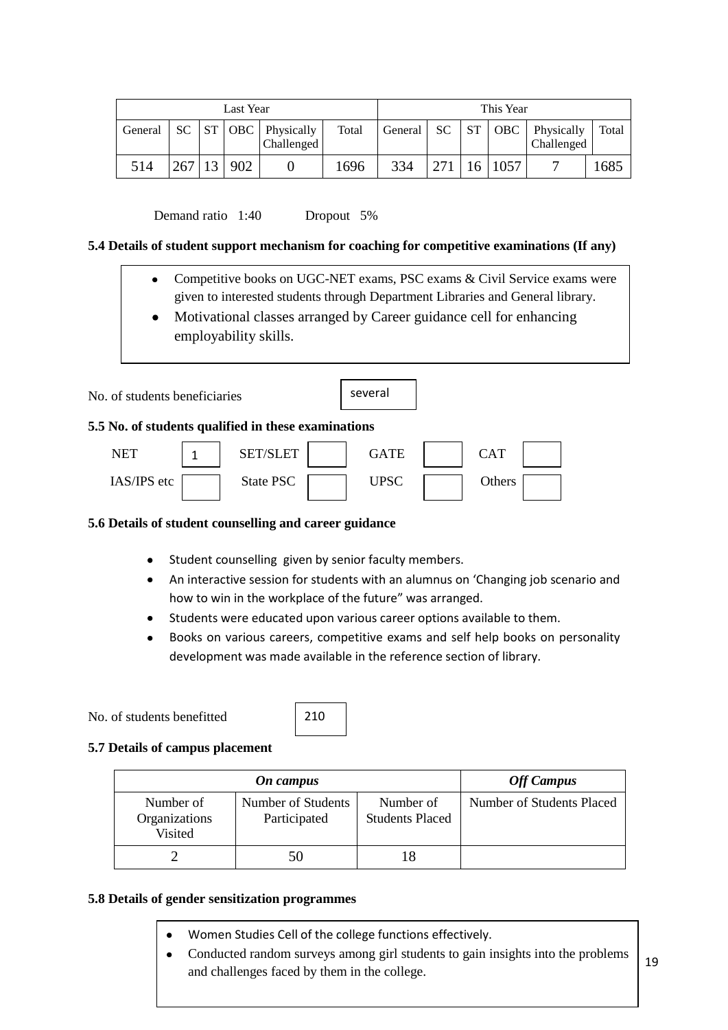| Last Year | | | | | | This Year | | | | | |
|---|---|---|---|---|---|---|---|---|---|---|---|
| General | SC | ST | OBC | Physically Challenged | Total | General | SC | ST | OBC | Physically Challenged | Total |
| 514 | 267 | 13 | 902 | 0 | 1696 | 334 | 271 | 16 | 1057 | 7 | 1685 |

Demand ratio 1:40 Dropout 5%

**5.4 Details of student support mechanism for coaching for competitive examinations (If any)**

- Competitive books on UGC-NET exams, PSC exams & Civil Service exams were given to interested students through Department Libraries and General library.
- Motivational classes arranged by Career guidance cell for enhancing employability skills.

No. of students beneficiaries several

**5.5 No. of students qualified in these examinations**

| NET | 1 | SET/SLET | | GATE | | CAT | |
|---|---|---|---|---|---|---|---|
| IAS/IPS etc | | State PSC | | UPSC | | Others | |

**5.6 Details of student counselling and career guidance**

- Student counselling given by senior faculty members.
- An interactive session for students with an alumnus on 'Changing job scenario and how to win in the workplace of the future" was arranged.
- Students were educated upon various career options available to them.
- Books on various careers, competitive exams and self help books on personality development was made available in the reference section of library.

No. of students benefitted 210

**5.7 Details of campus placement**

| *On campus* | | | *Off Campus* |
|---|---|---|---|
| Number of Organizations Visited | Number of Students Participated | Number of Students Placed | Number of Students Placed |
| 2 | 50 | 18 | |

**5.8 Details of gender sensitization programmes**

- Women Studies Cell of the college functions effectively.
- Conducted random surveys among girl students to gain insights into the problems and challenges faced by them in the college.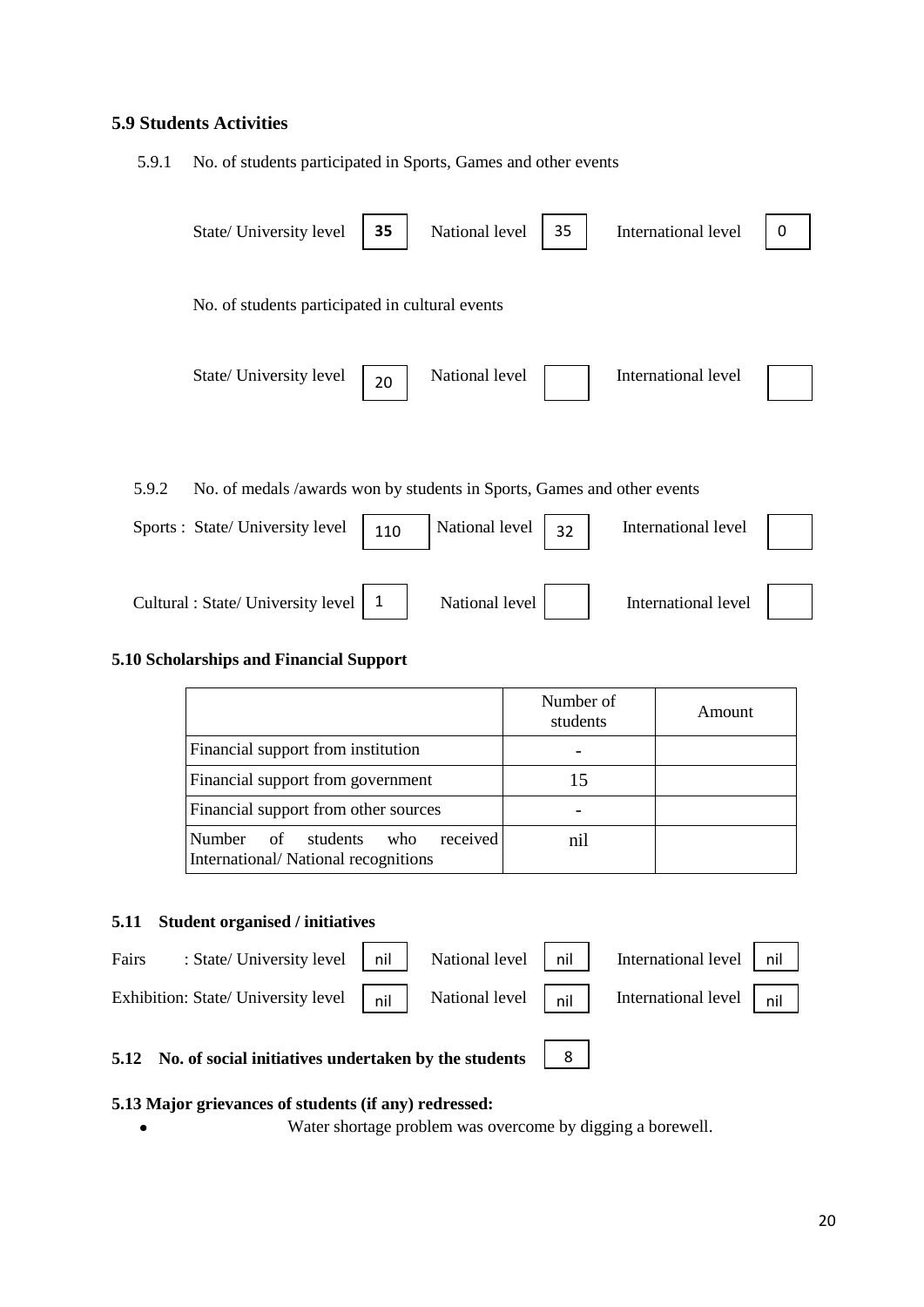### 5.9 Students Activities

5.9.1 No. of students participated in Sports, Games and other events

| State/ University level | 35 | National level | 35 | International level | 0 |
|---|---|---|---|---|---|

No. of students participated in cultural events

| State/ University level | 20 | National level | | International level | |
|---|---|---|---|---|---|

5.9.2 No. of medals /awards won by students in Sports, Games and other events

| | State/ University level | | National level | | International level | |
|---|---|---|---|---|---|---|
| Sports | State/ University level | 110 | National level | 32 | International level | |
| Cultural | State/ University level | 1 | National level | | International level | |

### 5.10 Scholarships and Financial Support

| | Number of students | Amount |
|---|---|---|
| Financial support from institution | - | |
| Financial support from government | 15 | |
| Financial support from other sources | - | |
| Number of students who received International/ National recognitions | nil | |

### 5.11 Student organised / initiatives

| | State/ University level | | National level | | International level | |
|---|---|---|---|---|---|---|
| Fairs | State/ University level | nil | National level | nil | International level | nil |
| Exhibition | State/ University level | nil | National level | nil | International level | nil |

### 5.12 No. of social initiatives undertaken by the students: 8

### 5.13 Major grievances of students (if any) redressed:

- Water shortage problem was overcome by digging a borewell.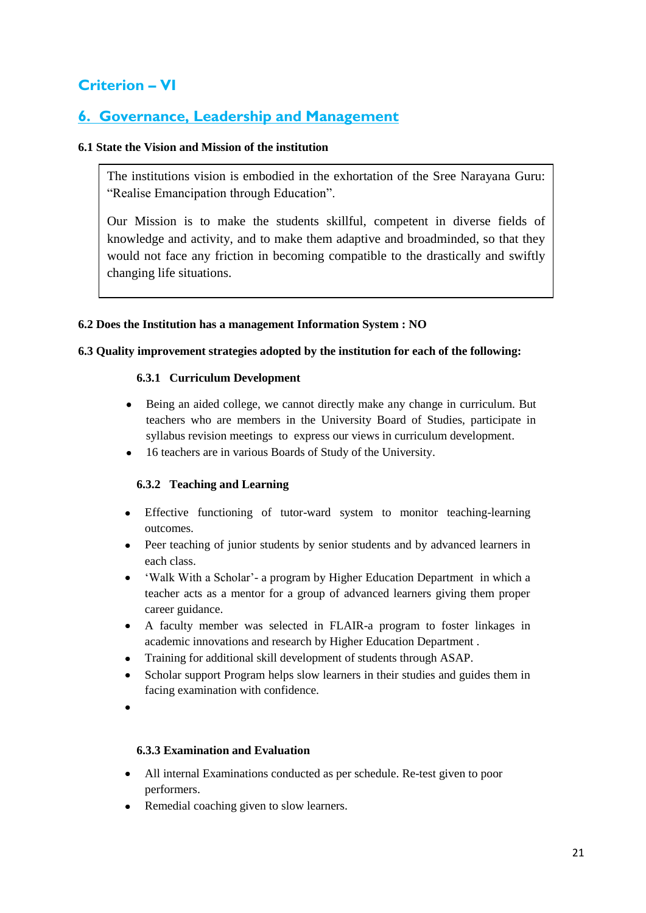## Criterion – VI

## 6. Governance, Leadership and Management

**6.1 State the Vision and Mission of the institution**

| The institutions vision is embodied in the exhortation of the Sree Narayana Guru: "Realise Emancipation through Education".<br><br>Our Mission is to make the students skillful, competent in diverse fields of knowledge and activity, and to make them adaptive and broadminded, so that they would not face any friction in becoming compatible to the drastically and swiftly changing life situations. |
|---|

**6.2 Does the Institution has a management Information System : NO**

**6.3 Quality improvement strategies adopted by the institution for each of the following:**

**6.3.1 Curriculum Development**

- Being an aided college, we cannot directly make any change in curriculum. But teachers who are members in the University Board of Studies, participate in syllabus revision meetings to express our views in curriculum development.
- 16 teachers are in various Boards of Study of the University.

**6.3.2 Teaching and Learning**

- Effective functioning of tutor-ward system to monitor teaching-learning outcomes.
- Peer teaching of junior students by senior students and by advanced learners in each class.
- 'Walk With a Scholar'- a program by Higher Education Department in which a teacher acts as a mentor for a group of advanced learners giving them proper career guidance.
- A faculty member was selected in FLAIR-a program to foster linkages in academic innovations and research by Higher Education Department .
- Training for additional skill development of students through ASAP.
- Scholar support Program helps slow learners in their studies and guides them in facing examination with confidence.
- 

**6.3.3 Examination and Evaluation**

- All internal Examinations conducted as per schedule. Re-test given to poor performers.
- Remedial coaching given to slow learners.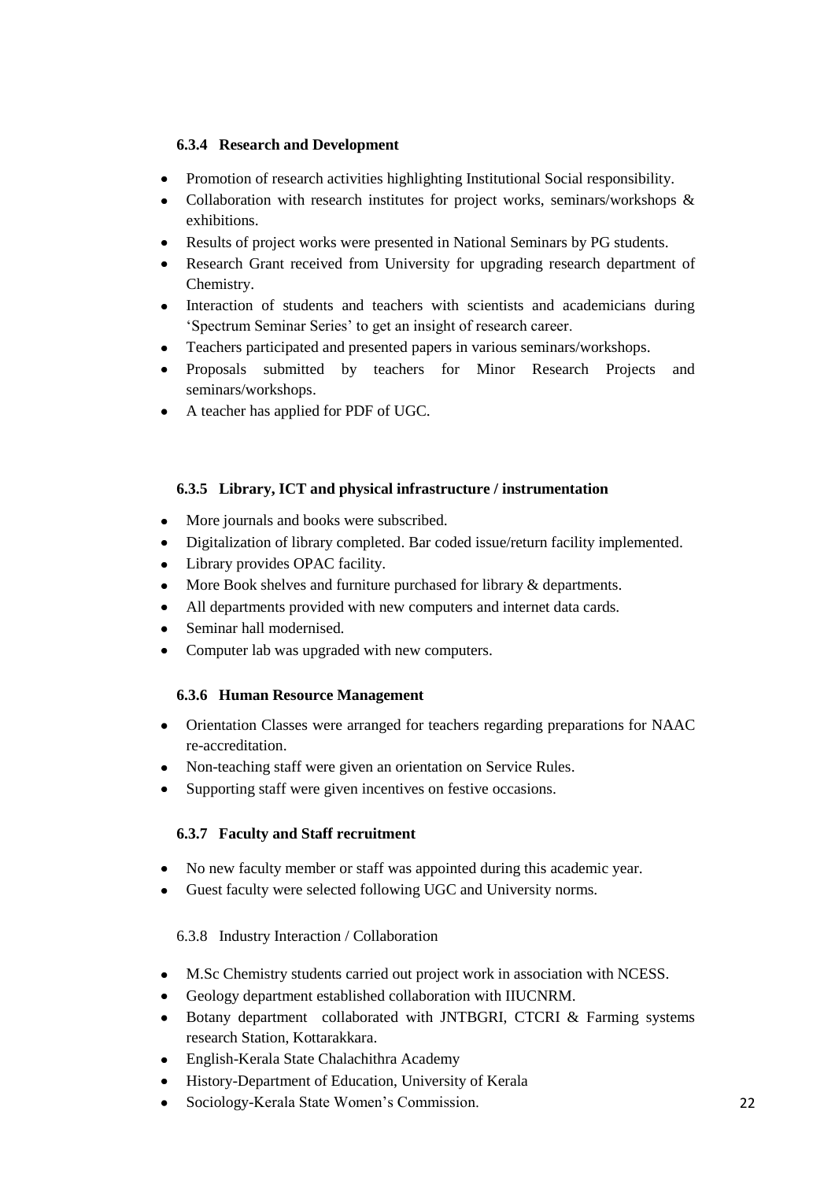#### 6.3.4 Research and Development

- Promotion of research activities highlighting Institutional Social responsibility.
- Collaboration with research institutes for project works, seminars/workshops & exhibitions.
- Results of project works were presented in National Seminars by PG students.
- Research Grant received from University for upgrading research department of Chemistry.
- Interaction of students and teachers with scientists and academicians during 'Spectrum Seminar Series' to get an insight of research career.
- Teachers participated and presented papers in various seminars/workshops.
- Proposals submitted by teachers for Minor Research Projects and seminars/workshops.
- A teacher has applied for PDF of UGC.

#### 6.3.5 Library, ICT and physical infrastructure / instrumentation

- More journals and books were subscribed.
- Digitalization of library completed. Bar coded issue/return facility implemented.
- Library provides OPAC facility.
- More Book shelves and furniture purchased for library & departments.
- All departments provided with new computers and internet data cards.
- Seminar hall modernised.
- Computer lab was upgraded with new computers.

#### 6.3.6 Human Resource Management

- Orientation Classes were arranged for teachers regarding preparations for NAAC re-accreditation.
- Non-teaching staff were given an orientation on Service Rules.
- Supporting staff were given incentives on festive occasions.

#### 6.3.7 Faculty and Staff recruitment

- No new faculty member or staff was appointed during this academic year.
- Guest faculty were selected following UGC and University norms.

6.3.8 Industry Interaction / Collaboration

- M.Sc Chemistry students carried out project work in association with NCESS.
- Geology department established collaboration with IIUCNRM.
- Botany department collaborated with JNTBGRI, CTCRI & Farming systems research Station, Kottarakkara.
- English-Kerala State Chalachithra Academy
- History-Department of Education, University of Kerala
- Sociology-Kerala State Women's Commission.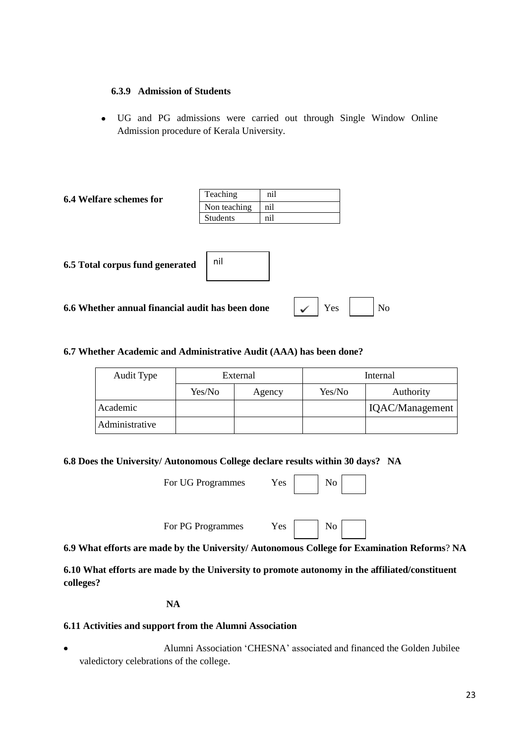#### 6.3.9 Admission of Students

- UG and PG admissions were carried out through Single Window Online Admission procedure of Kerala University.

**6.4 Welfare schemes for**

| | |
|---|---|
| Teaching | nil |
| Non teaching | nil |
| Students | nil |

**6.5 Total corpus fund generated** nil

**6.6 Whether annual financial audit has been done** ✓ Yes ☐ No

**6.7 Whether Academic and Administrative Audit (AAA) has been done?**

| Audit Type | External | | Internal | |
|---|---|---|---|---|
| | Yes/No | Agency | Yes/No | Authority |
| Academic | | | | IQAC/Management |
| Administrative | | | | |

**6.8 Does the University/ Autonomous College declare results within 30 days? NA**

For UG Programmes Yes ☐ No ☐

For PG Programmes Yes ☐ No ☐

**6.9 What efforts are made by the University/ Autonomous College for Examination Reforms? NA**

**6.10 What efforts are made by the University to promote autonomy in the affiliated/constituent colleges?**

**NA**

**6.11 Activities and support from the Alumni Association**

- Alumni Association 'CHESNA' associated and financed the Golden Jubilee valedictory celebrations of the college.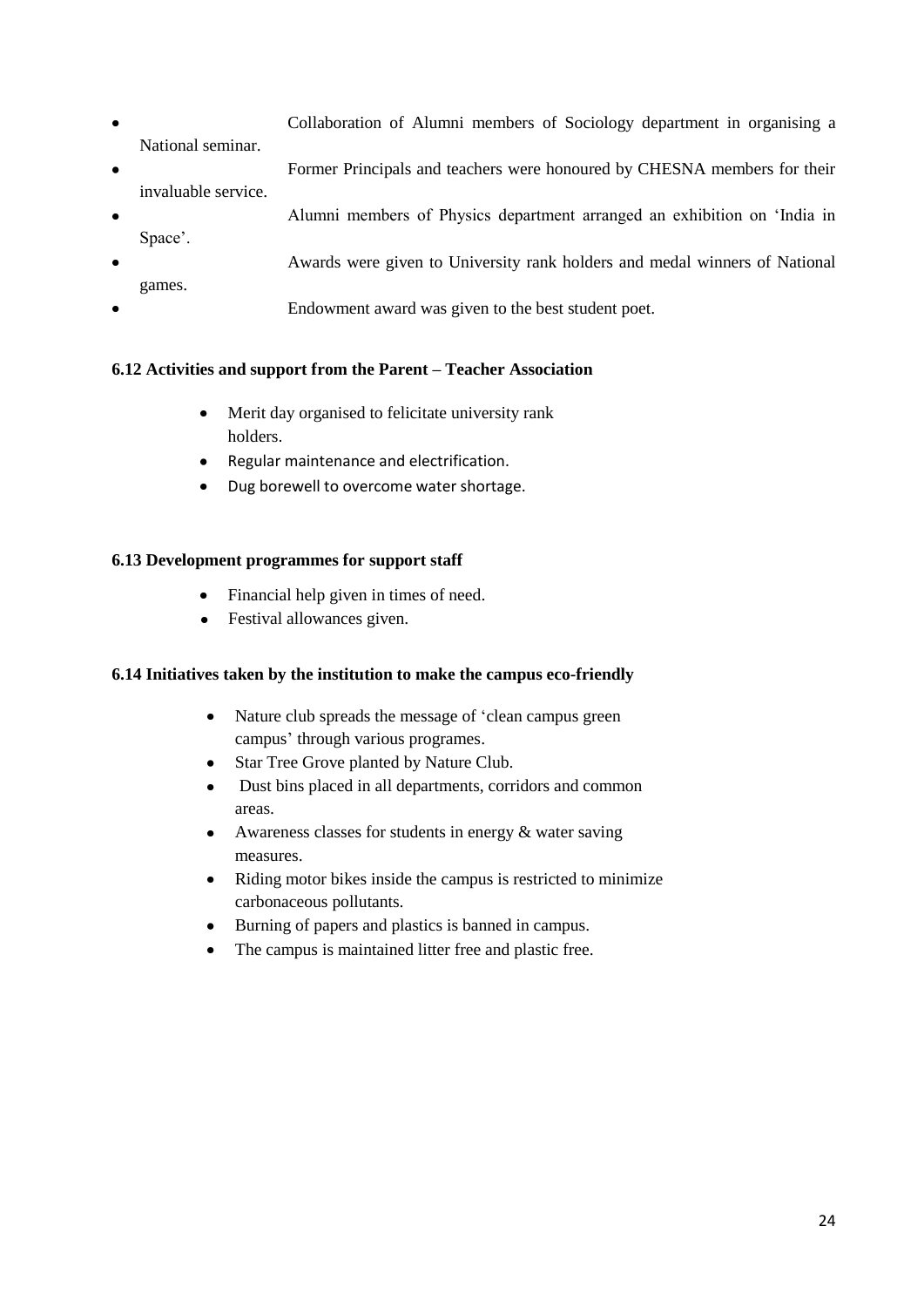- Collaboration of Alumni members of Sociology department in organising a National seminar.
- Former Principals and teachers were honoured by CHESNA members for their invaluable service.
- Alumni members of Physics department arranged an exhibition on 'India in Space'.
- Awards were given to University rank holders and medal winners of National games.
- Endowment award was given to the best student poet.

**6.12 Activities and support from the Parent – Teacher Association**

- Merit day organised to felicitate university rank holders.
- Regular maintenance and electrification.
- Dug borewell to overcome water shortage.

**6.13 Development programmes for support staff**

- Financial help given in times of need.
- Festival allowances given.

**6.14 Initiatives taken by the institution to make the campus eco-friendly**

- Nature club spreads the message of 'clean campus green campus' through various programes.
- Star Tree Grove planted by Nature Club.
- Dust bins placed in all departments, corridors and common areas.
- Awareness classes for students in energy & water saving measures.
- Riding motor bikes inside the campus is restricted to minimize carbonaceous pollutants.
- Burning of papers and plastics is banned in campus.
- The campus is maintained litter free and plastic free.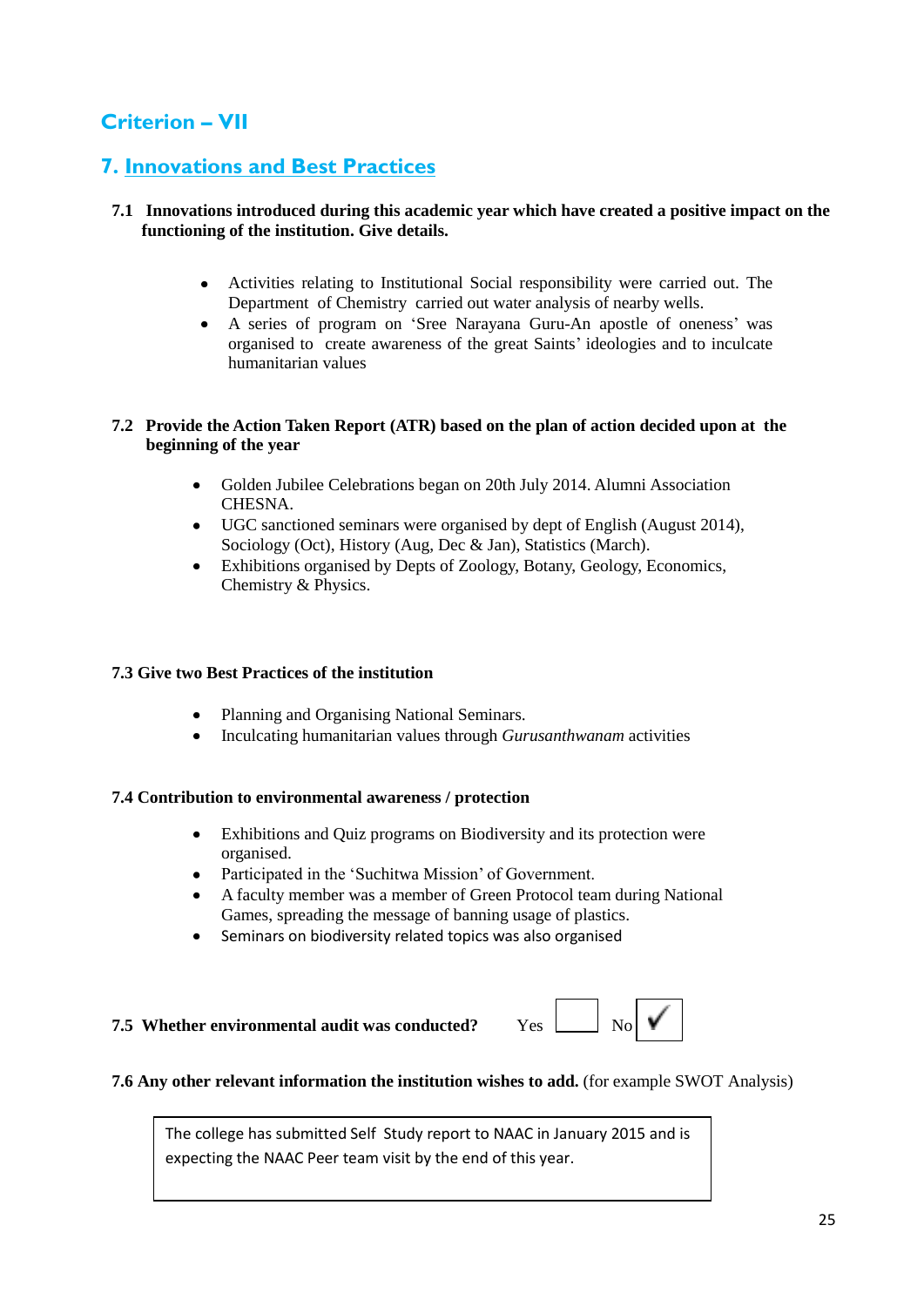# Criterion – VII

## 7. Innovations and Best Practices

**7.1 Innovations introduced during this academic year which have created a positive impact on the functioning of the institution. Give details.**

- Activities relating to Institutional Social responsibility were carried out. The Department of Chemistry carried out water analysis of nearby wells.
- A series of program on 'Sree Narayana Guru-An apostle of oneness' was organised to create awareness of the great Saints' ideologies and to inculcate humanitarian values

**7.2 Provide the Action Taken Report (ATR) based on the plan of action decided upon at the beginning of the year**

- Golden Jubilee Celebrations began on 20th July 2014. Alumni Association CHESNA.
- UGC sanctioned seminars were organised by dept of English (August 2014), Sociology (Oct), History (Aug, Dec & Jan), Statistics (March).
- Exhibitions organised by Depts of Zoology, Botany, Geology, Economics, Chemistry & Physics.

**7.3 Give two Best Practices of the institution**

- Planning and Organising National Seminars.
- Inculcating humanitarian values through *Gurusanthwanam* activities

**7.4 Contribution to environmental awareness / protection**

- Exhibitions and Quiz programs on Biodiversity and its protection were organised.
- Participated in the 'Suchitwa Mission' of Government.
- A faculty member was a member of Green Protocol team during National Games, spreading the message of banning usage of plastics.
- Seminars on biodiversity related topics was also organised

**7.5 Whether environmental audit was conducted?** Yes ☐ No ☑

**7.6 Any other relevant information the institution wishes to add.** (for example SWOT Analysis)

| The college has submitted Self Study report to NAAC in January 2015 and is expecting the NAAC Peer team visit by the end of this year. |
|---|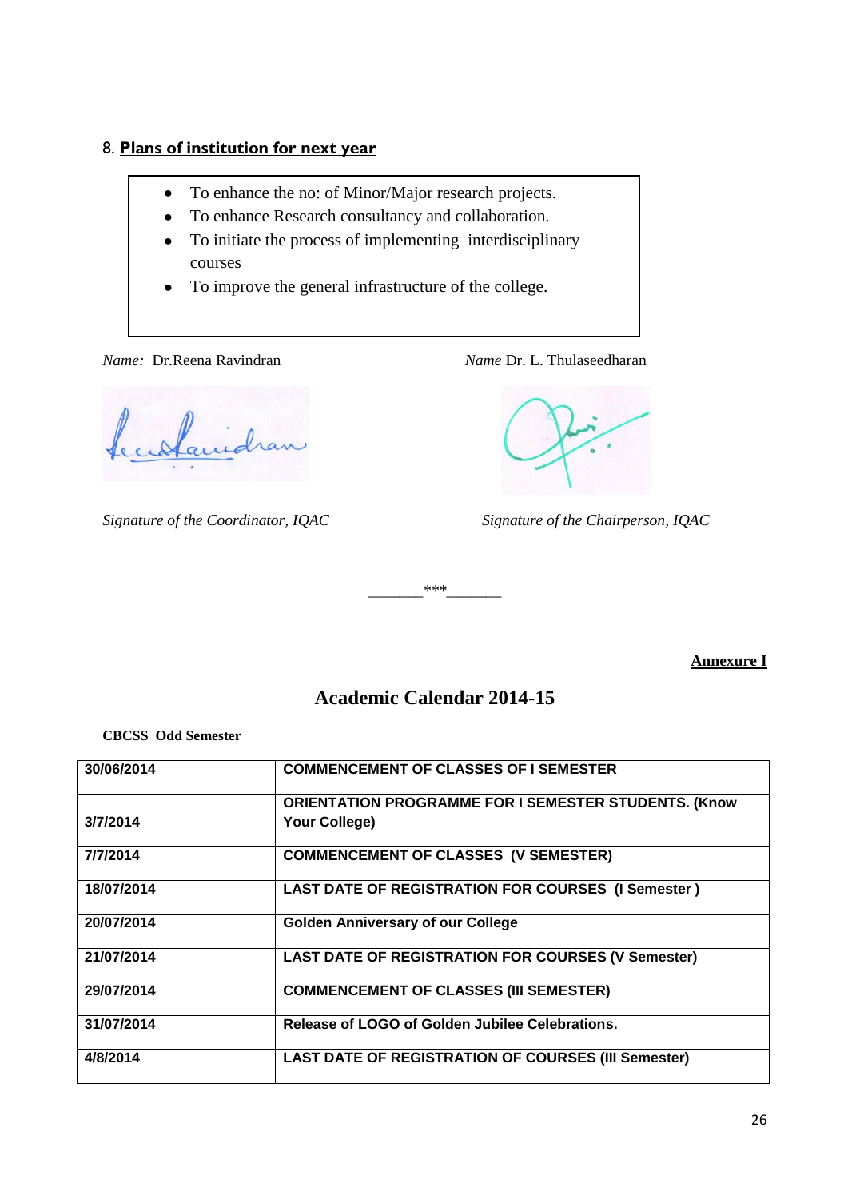8. **Plans of institution for next year**

- To enhance the no: of Minor/Major research projects.
- To enhance Research consultancy and collaboration.
- To initiate the process of implementing interdisciplinary courses
- To improve the general infrastructure of the college.

*Name:* Dr.Reena Ravindran

*Name* Dr. L. Thulaseedharan

*Signature of the Coordinator, IQAC*

*Signature of the Chairperson, IQAC*

_______***_______

**Annexure I**

## Academic Calendar 2014-15

**CBCSS Odd Semester**

| | |
|---|---|
| 30/06/2014 | COMMENCEMENT OF CLASSES OF I SEMESTER |
| 3/7/2014 | ORIENTATION PROGRAMME FOR I SEMESTER STUDENTS. (Know Your College) |
| 7/7/2014 | COMMENCEMENT OF CLASSES (V SEMESTER) |
| 18/07/2014 | LAST DATE OF REGISTRATION FOR COURSES (I Semester ) |
| 20/07/2014 | Golden Anniversary of our College |
| 21/07/2014 | LAST DATE OF REGISTRATION FOR COURSES (V Semester) |
| 29/07/2014 | COMMENCEMENT OF CLASSES (III SEMESTER) |
| 31/07/2014 | Release of LOGO of Golden Jubilee Celebrations. |
| 4/8/2014 | LAST DATE OF REGISTRATION OF COURSES (III Semester) |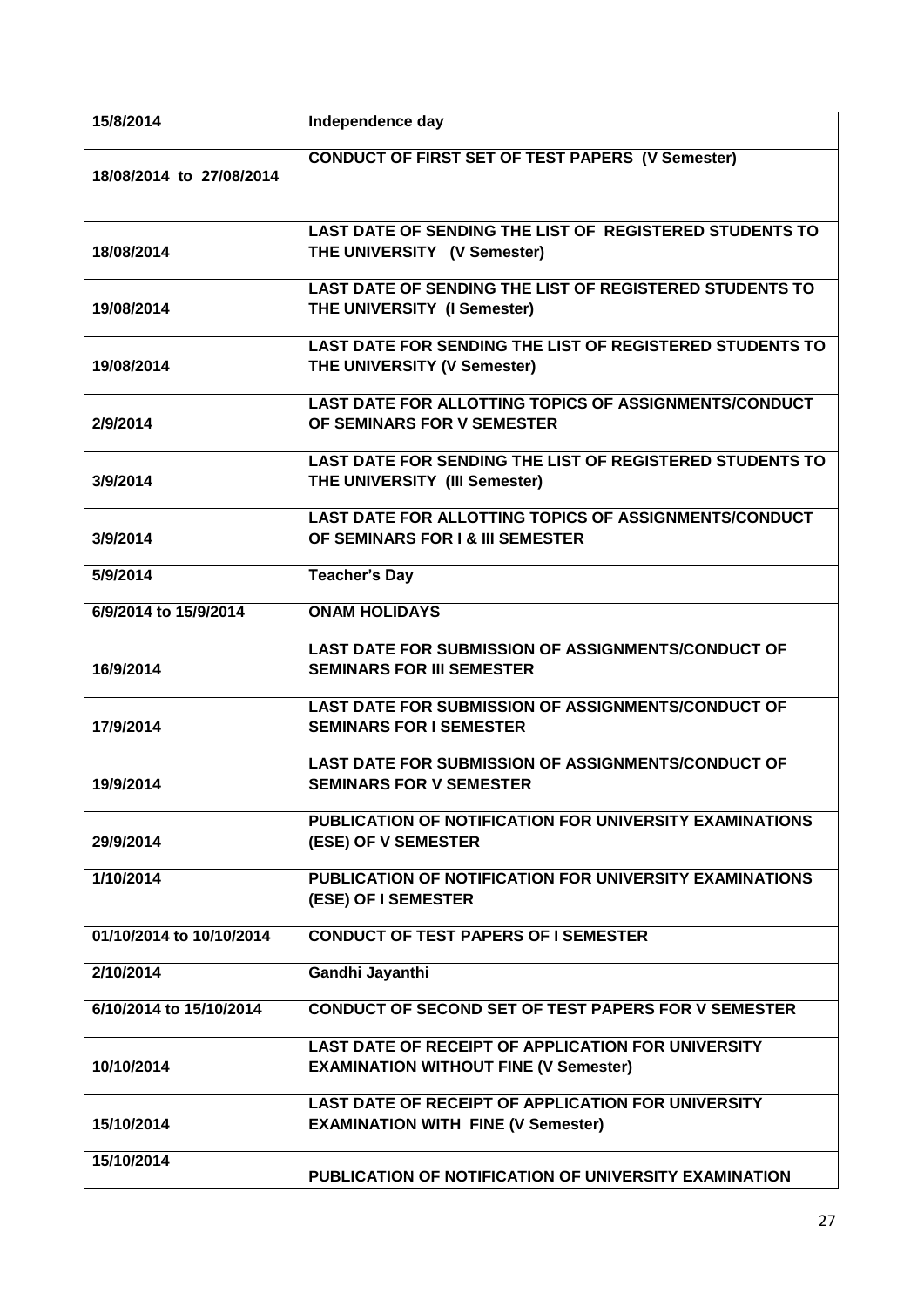| 15/8/2014 | Independence day |
|---|---|
| 18/08/2014 to 27/08/2014 | CONDUCT OF FIRST SET OF TEST PAPERS (V Semester) |
| 18/08/2014 | LAST DATE OF SENDING THE LIST OF REGISTERED STUDENTS TO THE UNIVERSITY (V Semester) |
| 19/08/2014 | LAST DATE OF SENDING THE LIST OF REGISTERED STUDENTS TO THE UNIVERSITY (I Semester) |
| 19/08/2014 | LAST DATE FOR SENDING THE LIST OF REGISTERED STUDENTS TO THE UNIVERSITY (V Semester) |
| 2/9/2014 | LAST DATE FOR ALLOTTING TOPICS OF ASSIGNMENTS/CONDUCT OF SEMINARS FOR V SEMESTER |
| 3/9/2014 | LAST DATE FOR SENDING THE LIST OF REGISTERED STUDENTS TO THE UNIVERSITY (III Semester) |
| 3/9/2014 | LAST DATE FOR ALLOTTING TOPICS OF ASSIGNMENTS/CONDUCT OF SEMINARS FOR I & III SEMESTER |
| 5/9/2014 | Teacher's Day |
| 6/9/2014 to 15/9/2014 | ONAM HOLIDAYS |
| 16/9/2014 | LAST DATE FOR SUBMISSION OF ASSIGNMENTS/CONDUCT OF SEMINARS FOR III SEMESTER |
| 17/9/2014 | LAST DATE FOR SUBMISSION OF ASSIGNMENTS/CONDUCT OF SEMINARS FOR I SEMESTER |
| 19/9/2014 | LAST DATE FOR SUBMISSION OF ASSIGNMENTS/CONDUCT OF SEMINARS FOR V SEMESTER |
| 29/9/2014 | PUBLICATION OF NOTIFICATION FOR UNIVERSITY EXAMINATIONS (ESE) OF V SEMESTER |
| 1/10/2014 | PUBLICATION OF NOTIFICATION FOR UNIVERSITY EXAMINATIONS (ESE) OF I SEMESTER |
| 01/10/2014 to 10/10/2014 | CONDUCT OF TEST PAPERS OF I SEMESTER |
| 2/10/2014 | Gandhi Jayanthi |
| 6/10/2014 to 15/10/2014 | CONDUCT OF SECOND SET OF TEST PAPERS FOR V SEMESTER |
| 10/10/2014 | LAST DATE OF RECEIPT OF APPLICATION FOR UNIVERSITY EXAMINATION WITHOUT FINE (V Semester) |
| 15/10/2014 | LAST DATE OF RECEIPT OF APPLICATION FOR UNIVERSITY EXAMINATION WITH FINE (V Semester) |
| 15/10/2014 | PUBLICATION OF NOTIFICATION OF UNIVERSITY EXAMINATION |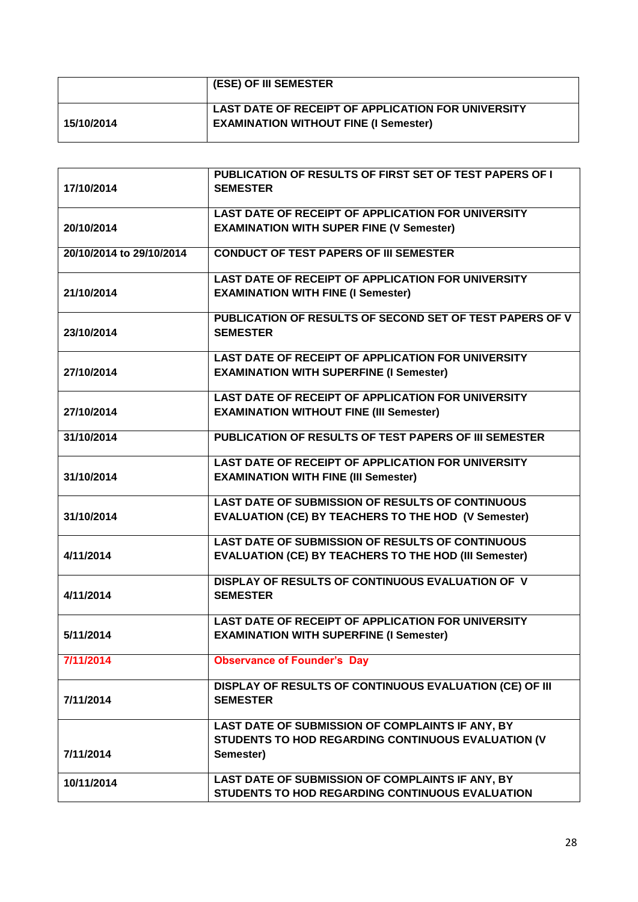| | |
|---|---|
| | **(ESE) OF III SEMESTER** |
| **15/10/2014** | **LAST DATE OF RECEIPT OF APPLICATION FOR UNIVERSITY EXAMINATION WITHOUT FINE (I Semester)** |

| | |
|---|---|
| **17/10/2014** | **PUBLICATION OF RESULTS OF FIRST SET OF TEST PAPERS OF I SEMESTER** |
| **20/10/2014** | **LAST DATE OF RECEIPT OF APPLICATION FOR UNIVERSITY EXAMINATION WITH SUPER FINE (V Semester)** |
| **20/10/2014 to 29/10/2014** | **CONDUCT OF TEST PAPERS OF III SEMESTER** |
| **21/10/2014** | **LAST DATE OF RECEIPT OF APPLICATION FOR UNIVERSITY EXAMINATION WITH FINE (I Semester)** |
| **23/10/2014** | **PUBLICATION OF RESULTS OF SECOND SET OF TEST PAPERS OF V SEMESTER** |
| **27/10/2014** | **LAST DATE OF RECEIPT OF APPLICATION FOR UNIVERSITY EXAMINATION WITH SUPERFINE (I Semester)** |
| **27/10/2014** | **LAST DATE OF RECEIPT OF APPLICATION FOR UNIVERSITY EXAMINATION WITHOUT FINE (III Semester)** |
| **31/10/2014** | **PUBLICATION OF RESULTS OF TEST PAPERS OF III SEMESTER** |
| **31/10/2014** | **LAST DATE OF RECEIPT OF APPLICATION FOR UNIVERSITY EXAMINATION WITH FINE (III Semester)** |
| **31/10/2014** | **LAST DATE OF SUBMISSION OF RESULTS OF CONTINUOUS EVALUATION (CE) BY TEACHERS TO THE HOD (V Semester)** |
| **4/11/2014** | **LAST DATE OF SUBMISSION OF RESULTS OF CONTINUOUS EVALUATION (CE) BY TEACHERS TO THE HOD (III Semester)** |
| **4/11/2014** | **DISPLAY OF RESULTS OF CONTINUOUS EVALUATION OF V SEMESTER** |
| **5/11/2014** | **LAST DATE OF RECEIPT OF APPLICATION FOR UNIVERSITY EXAMINATION WITH SUPERFINE (I Semester)** |
| **7/11/2014** | **Observance of Founder's Day** |
| **7/11/2014** | **DISPLAY OF RESULTS OF CONTINUOUS EVALUATION (CE) OF III SEMESTER** |
| **7/11/2014** | **LAST DATE OF SUBMISSION OF COMPLAINTS IF ANY, BY STUDENTS TO HOD REGARDING CONTINUOUS EVALUATION (V Semester)** |
| **10/11/2014** | **LAST DATE OF SUBMISSION OF COMPLAINTS IF ANY, BY STUDENTS TO HOD REGARDING CONTINUOUS EVALUATION** |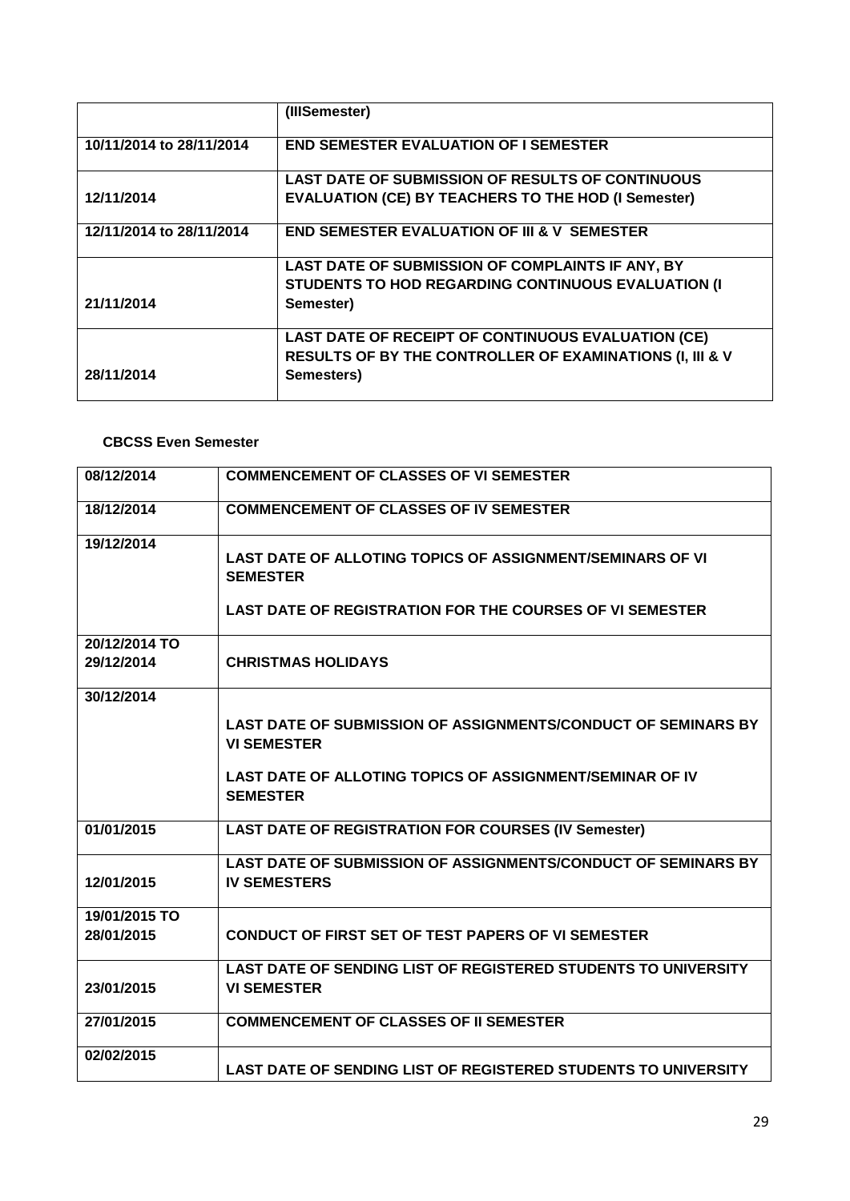| | (IIISemester) |
|---|---|
| 10/11/2014 to 28/11/2014 | END SEMESTER EVALUATION OF I SEMESTER |
| 12/11/2014 | LAST DATE OF SUBMISSION OF RESULTS OF CONTINUOUS EVALUATION (CE) BY TEACHERS TO THE HOD (I Semester) |
| 12/11/2014 to 28/11/2014 | END SEMESTER EVALUATION OF III & V SEMESTER |
| 21/11/2014 | LAST DATE OF SUBMISSION OF COMPLAINTS IF ANY, BY STUDENTS TO HOD REGARDING CONTINUOUS EVALUATION (I Semester) |
| 28/11/2014 | LAST DATE OF RECEIPT OF CONTINUOUS EVALUATION (CE) RESULTS OF BY THE CONTROLLER OF EXAMINATIONS (I, III & V Semesters) |

**CBCSS Even Semester**

| | |
|---|---|
| 08/12/2014 | COMMENCEMENT OF CLASSES OF VI SEMESTER |
| 18/12/2014 | COMMENCEMENT OF CLASSES OF IV SEMESTER |
| 19/12/2014 | LAST DATE OF ALLOTING TOPICS OF ASSIGNMENT/SEMINARS OF VI SEMESTER<br><br>LAST DATE OF REGISTRATION FOR THE COURSES OF VI SEMESTER |
| 20/12/2014 TO 29/12/2014 | CHRISTMAS HOLIDAYS |
| 30/12/2014 | LAST DATE OF SUBMISSION OF ASSIGNMENTS/CONDUCT OF SEMINARS BY VI SEMESTER<br><br>LAST DATE OF ALLOTING TOPICS OF ASSIGNMENT/SEMINAR OF IV SEMESTER |
| 01/01/2015 | LAST DATE OF REGISTRATION FOR COURSES (IV Semester) |
| 12/01/2015 | LAST DATE OF SUBMISSION OF ASSIGNMENTS/CONDUCT OF SEMINARS BY IV SEMESTERS |
| 19/01/2015 TO 28/01/2015 | CONDUCT OF FIRST SET OF TEST PAPERS OF VI SEMESTER |
| 23/01/2015 | LAST DATE OF SENDING LIST OF REGISTERED STUDENTS TO UNIVERSITY VI SEMESTER |
| 27/01/2015 | COMMENCEMENT OF CLASSES OF II SEMESTER |
| 02/02/2015 | LAST DATE OF SENDING LIST OF REGISTERED STUDENTS TO UNIVERSITY |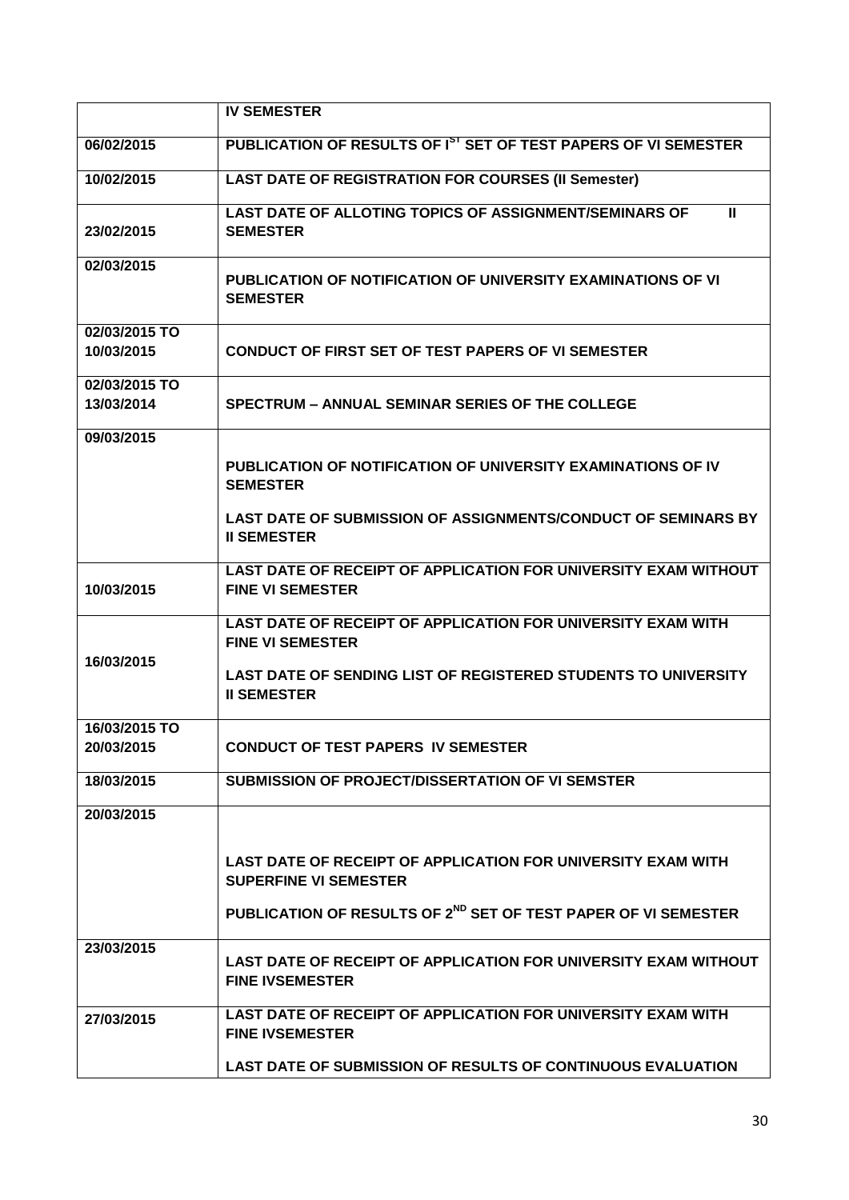|  | IV SEMESTER |
|---|---|
| 06/02/2015 | PUBLICATION OF RESULTS OF I[ST] SET OF TEST PAPERS OF VI SEMESTER |
| 10/02/2015 | LAST DATE OF REGISTRATION FOR COURSES (II Semester) |
| 23/02/2015 | LAST DATE OF ALLOTING TOPICS OF ASSIGNMENT/SEMINARS OF II SEMESTER |
| 02/03/2015 | PUBLICATION OF NOTIFICATION OF UNIVERSITY EXAMINATIONS OF VI SEMESTER |
| 02/03/2015 TO 10/03/2015 | CONDUCT OF FIRST SET OF TEST PAPERS OF VI SEMESTER |
| 02/03/2015 TO 13/03/2014 | SPECTRUM – ANNUAL SEMINAR SERIES OF THE COLLEGE |
| 09/03/2015 | PUBLICATION OF NOTIFICATION OF UNIVERSITY EXAMINATIONS OF IV SEMESTER<br><br>LAST DATE OF SUBMISSION OF ASSIGNMENTS/CONDUCT OF SEMINARS BY II SEMESTER |
| 10/03/2015 | LAST DATE OF RECEIPT OF APPLICATION FOR UNIVERSITY EXAM WITHOUT FINE VI SEMESTER |
| 16/03/2015 | LAST DATE OF RECEIPT OF APPLICATION FOR UNIVERSITY EXAM WITH FINE VI SEMESTER<br><br>LAST DATE OF SENDING LIST OF REGISTERED STUDENTS TO UNIVERSITY II SEMESTER |
| 16/03/2015 TO 20/03/2015 | CONDUCT OF TEST PAPERS IV SEMESTER |
| 18/03/2015 | SUBMISSION OF PROJECT/DISSERTATION OF VI SEMSTER |
| 20/03/2015 | LAST DATE OF RECEIPT OF APPLICATION FOR UNIVERSITY EXAM WITH SUPERFINE VI SEMESTER<br><br>PUBLICATION OF RESULTS OF 2[ND] SET OF TEST PAPER OF VI SEMESTER |
| 23/03/2015 | LAST DATE OF RECEIPT OF APPLICATION FOR UNIVERSITY EXAM WITHOUT FINE IVSEMESTER |
| 27/03/2015 | LAST DATE OF RECEIPT OF APPLICATION FOR UNIVERSITY EXAM WITH FINE IVSEMESTER<br><br>LAST DATE OF SUBMISSION OF RESULTS OF CONTINUOUS EVALUATION |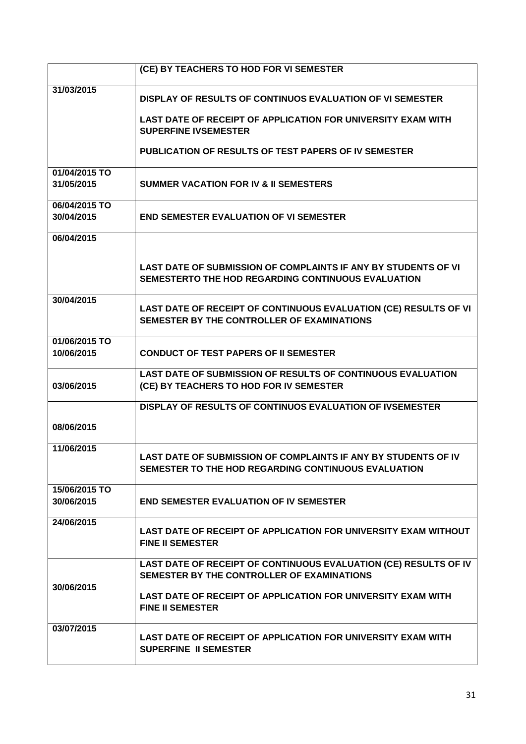|  |  |
|---|---|
|  | (CE) BY TEACHERS TO HOD FOR VI SEMESTER |
| 31/03/2015 | DISPLAY OF RESULTS OF CONTINUOS EVALUATION OF VI SEMESTER<br><br>LAST DATE OF RECEIPT OF APPLICATION FOR UNIVERSITY EXAM WITH SUPERFINE IVSEMESTER<br><br>PUBLICATION OF RESULTS OF TEST PAPERS OF IV SEMESTER |
| 01/04/2015 TO 31/05/2015 | SUMMER VACATION FOR IV & II SEMESTERS |
| 06/04/2015 TO 30/04/2015 | END SEMESTER EVALUATION OF VI SEMESTER |
| 06/04/2015 | LAST DATE OF SUBMISSION OF COMPLAINTS IF ANY BY STUDENTS OF VI SEMESTERTO THE HOD REGARDING CONTINUOUS EVALUATION |
| 30/04/2015 | LAST DATE OF RECEIPT OF CONTINUOUS EVALUATION (CE) RESULTS OF VI SEMESTER BY THE CONTROLLER OF EXAMINATIONS |
| 01/06/2015 TO 10/06/2015 | CONDUCT OF TEST PAPERS OF II SEMESTER |
| 03/06/2015 | LAST DATE OF SUBMISSION OF RESULTS OF CONTINUOUS EVALUATION (CE) BY TEACHERS TO HOD FOR IV SEMESTER |
| 08/06/2015 | DISPLAY OF RESULTS OF CONTINUOS EVALUATION OF IVSEMESTER |
| 11/06/2015 | LAST DATE OF SUBMISSION OF COMPLAINTS IF ANY BY STUDENTS OF IV SEMESTER TO THE HOD REGARDING CONTINUOUS EVALUATION |
| 15/06/2015 TO 30/06/2015 | END SEMESTER EVALUATION OF IV SEMESTER |
| 24/06/2015 | LAST DATE OF RECEIPT OF APPLICATION FOR UNIVERSITY EXAM WITHOUT FINE II SEMESTER |
| 30/06/2015 | LAST DATE OF RECEIPT OF CONTINUOUS EVALUATION (CE) RESULTS OF IV SEMESTER BY THE CONTROLLER OF EXAMINATIONS<br><br>LAST DATE OF RECEIPT OF APPLICATION FOR UNIVERSITY EXAM WITH FINE II SEMESTER |
| 03/07/2015 | LAST DATE OF RECEIPT OF APPLICATION FOR UNIVERSITY EXAM WITH SUPERFINE II SEMESTER |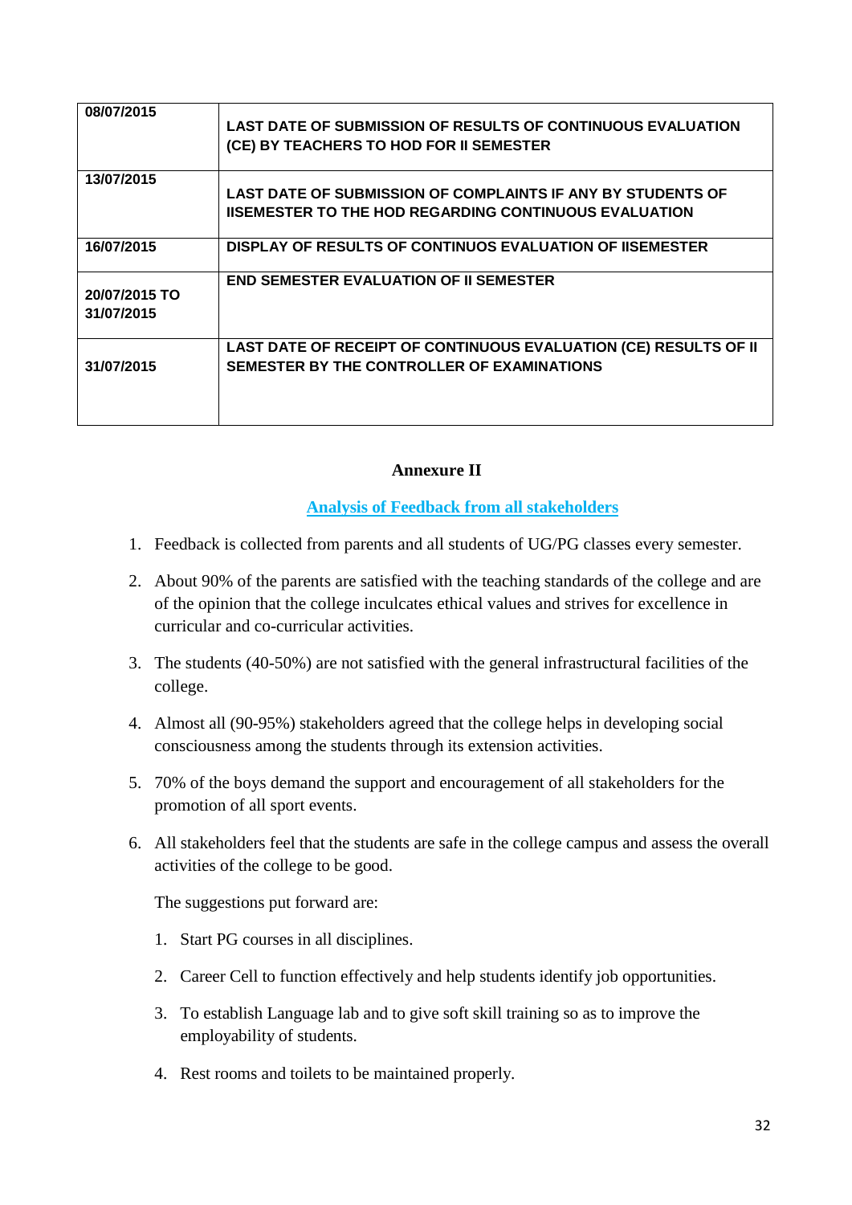| | |
|---|---|
| 08/07/2015 | LAST DATE OF SUBMISSION OF RESULTS OF CONTINUOUS EVALUATION (CE) BY TEACHERS TO HOD FOR II SEMESTER |
| 13/07/2015 | LAST DATE OF SUBMISSION OF COMPLAINTS IF ANY BY STUDENTS OF IISEMESTER TO THE HOD REGARDING CONTINUOUS EVALUATION |
| 16/07/2015 | DISPLAY OF RESULTS OF CONTINUOS EVALUATION OF IISEMESTER |
| 20/07/2015 TO 31/07/2015 | END SEMESTER EVALUATION OF II SEMESTER |
| 31/07/2015 | LAST DATE OF RECEIPT OF CONTINUOUS EVALUATION (CE) RESULTS OF II SEMESTER BY THE CONTROLLER OF EXAMINATIONS |

## Annexure II

### Analysis of Feedback from all stakeholders

1. Feedback is collected from parents and all students of UG/PG classes every semester.
2. About 90% of the parents are satisfied with the teaching standards of the college and are of the opinion that the college inculcates ethical values and strives for excellence in curricular and co-curricular activities.
3. The students (40-50%) are not satisfied with the general infrastructural facilities of the college.
4. Almost all (90-95%) stakeholders agreed that the college helps in developing social consciousness among the students through its extension activities.
5. 70% of the boys demand the support and encouragement of all stakeholders for the promotion of all sport events.
6. All stakeholders feel that the students are safe in the college campus and assess the overall activities of the college to be good.

   The suggestions put forward are:

   1. Start PG courses in all disciplines.
   2. Career Cell to function effectively and help students identify job opportunities.
   3. To establish Language lab and to give soft skill training so as to improve the employability of students.
   4. Rest rooms and toilets to be maintained properly.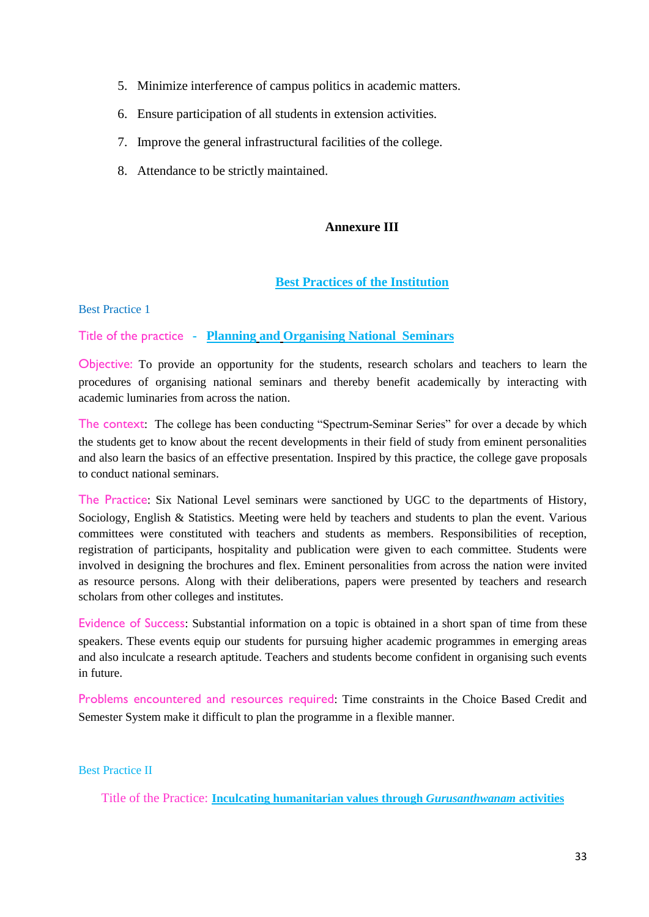5. Minimize interference of campus politics in academic matters.
6. Ensure participation of all students in extension activities.
7. Improve the general infrastructural facilities of the college.
8. Attendance to be strictly maintained.

## Annexure III

## Best Practices of the Institution

Best Practice 1

Title of the practice - **Planning and Organising National Seminars**

Objective: To provide an opportunity for the students, research scholars and teachers to learn the procedures of organising national seminars and thereby benefit academically by interacting with academic luminaries from across the nation.

The context: The college has been conducting "Spectrum-Seminar Series" for over a decade by which the students get to know about the recent developments in their field of study from eminent personalities and also learn the basics of an effective presentation. Inspired by this practice, the college gave proposals to conduct national seminars.

The Practice: Six National Level seminars were sanctioned by UGC to the departments of History, Sociology, English & Statistics. Meeting were held by teachers and students to plan the event. Various committees were constituted with teachers and students as members. Responsibilities of reception, registration of participants, hospitality and publication were given to each committee. Students were involved in designing the brochures and flex. Eminent personalities from across the nation were invited as resource persons. Along with their deliberations, papers were presented by teachers and research scholars from other colleges and institutes.

Evidence of Success: Substantial information on a topic is obtained in a short span of time from these speakers. These events equip our students for pursuing higher academic programmes in emerging areas and also inculcate a research aptitude. Teachers and students become confident in organising such events in future.

Problems encountered and resources required: Time constraints in the Choice Based Credit and Semester System make it difficult to plan the programme in a flexible manner.

Best Practice II

Title of the Practice: **Inculcating humanitarian values through *Gurusanthwanam* activities**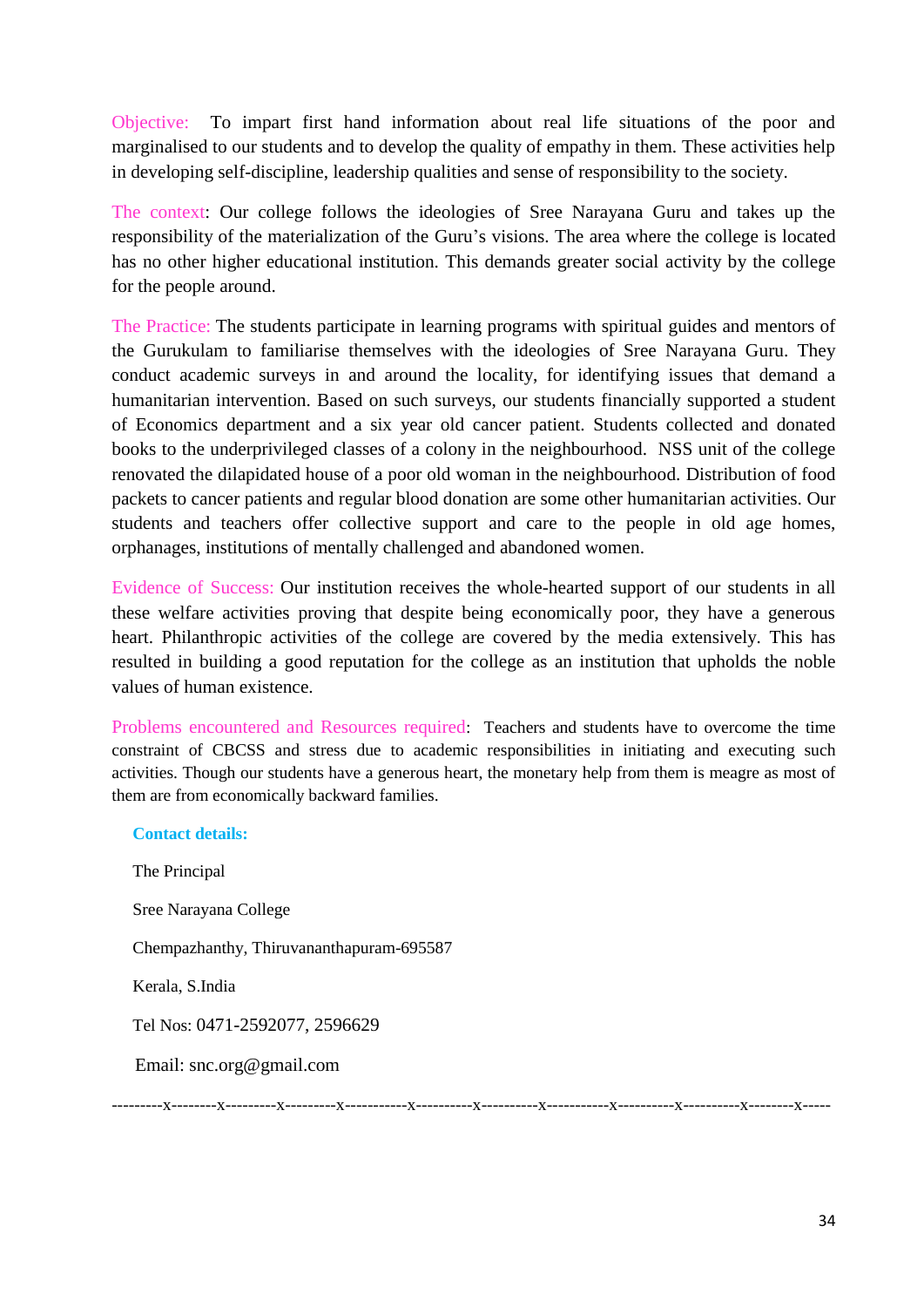Objective: To impart first hand information about real life situations of the poor and marginalised to our students and to develop the quality of empathy in them. These activities help in developing self-discipline, leadership qualities and sense of responsibility to the society.

The context: Our college follows the ideologies of Sree Narayana Guru and takes up the responsibility of the materialization of the Guru's visions. The area where the college is located has no other higher educational institution. This demands greater social activity by the college for the people around.

The Practice: The students participate in learning programs with spiritual guides and mentors of the Gurukulam to familiarise themselves with the ideologies of Sree Narayana Guru. They conduct academic surveys in and around the locality, for identifying issues that demand a humanitarian intervention. Based on such surveys, our students financially supported a student of Economics department and a six year old cancer patient. Students collected and donated books to the underprivileged classes of a colony in the neighbourhood. NSS unit of the college renovated the dilapidated house of a poor old woman in the neighbourhood. Distribution of food packets to cancer patients and regular blood donation are some other humanitarian activities. Our students and teachers offer collective support and care to the people in old age homes, orphanages, institutions of mentally challenged and abandoned women.

Evidence of Success: Our institution receives the whole-hearted support of our students in all these welfare activities proving that despite being economically poor, they have a generous heart. Philanthropic activities of the college are covered by the media extensively. This has resulted in building a good reputation for the college as an institution that upholds the noble values of human existence.

Problems encountered and Resources required: Teachers and students have to overcome the time constraint of CBCSS and stress due to academic responsibilities in initiating and executing such activities. Though our students have a generous heart, the monetary help from them is meagre as most of them are from economically backward families.

**Contact details:**

The Principal

Sree Narayana College

Chempazhanthy, Thiruvananthapuram-695587

Kerala, S.India

Tel Nos: 0471-2592077, 2596629

Email: snc.org@gmail.com

---------x--------x---------x---------x-----------x----------x----------x-----------x----------x----------x--------x-----